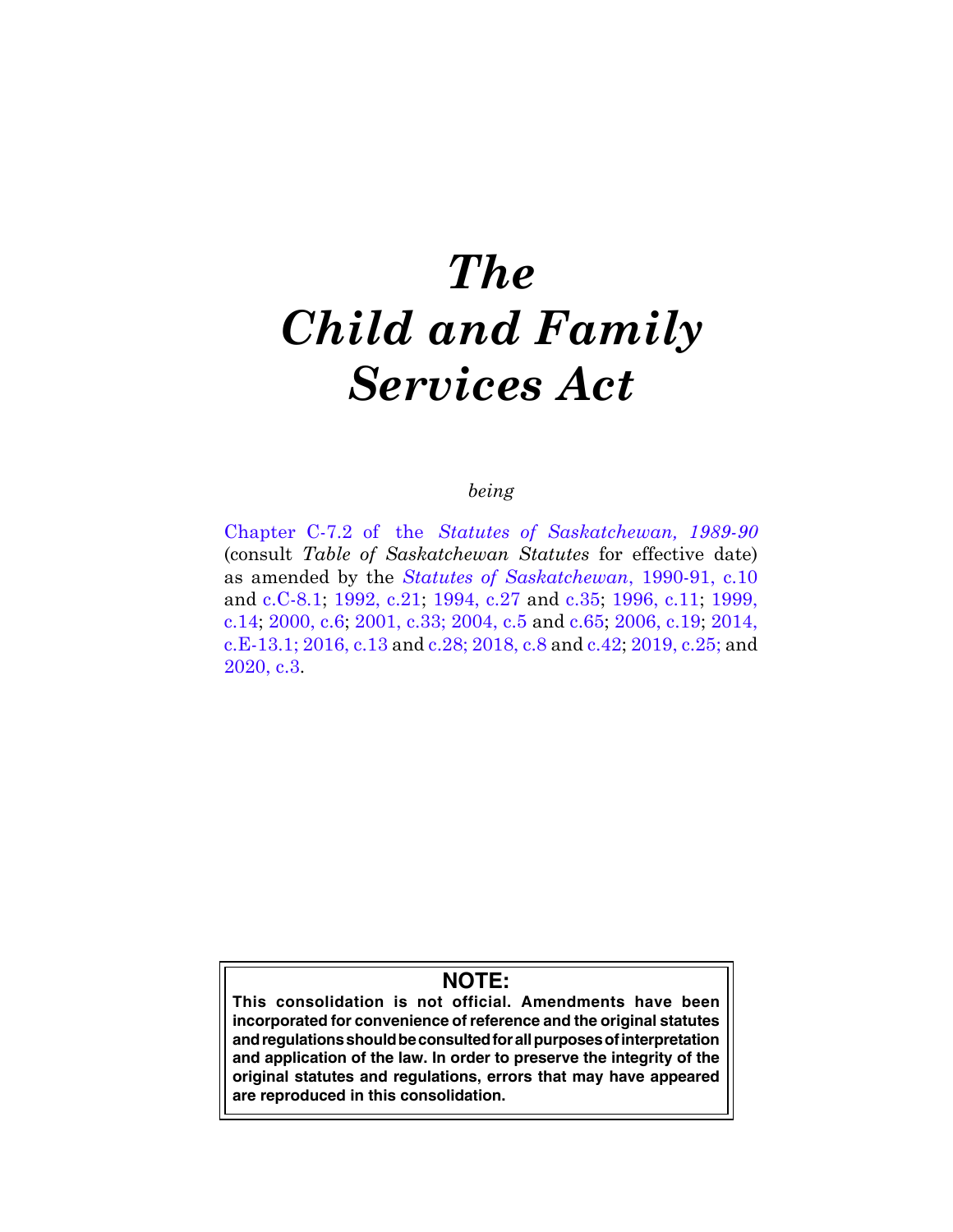# *The Child and Family Services Act*

*being*

Chapter C-7.2 of the *Statutes of Saskatchewan, 1989-90* (consult *Table of Saskatchewan Statutes* for effective date) as amended by the *Statutes of Saskatchewan*, 1990-91, c.10 and c.C-8.1; 1992, c.21; 1994, c.27 and c.35; 1996, c.11; 1999, c.14; 2000, c.6; 2001, c.33; 2004, c.5 and c.65; 2006, c.19; 2014, c.E-13.1; 2016, c.13 and c.28; 2018, c.8 and c.42; 2019, c.25; and 2020, c.3.

**NOTE:**

**This consolidation is not official. Amendments have been incorporated for convenience of reference and the original statutes and regulations should be consulted for all purposes of interpretation and application of the law. In order to preserve the integrity of the original statutes and regulations, errors that may have appeared are reproduced in this consolidation.**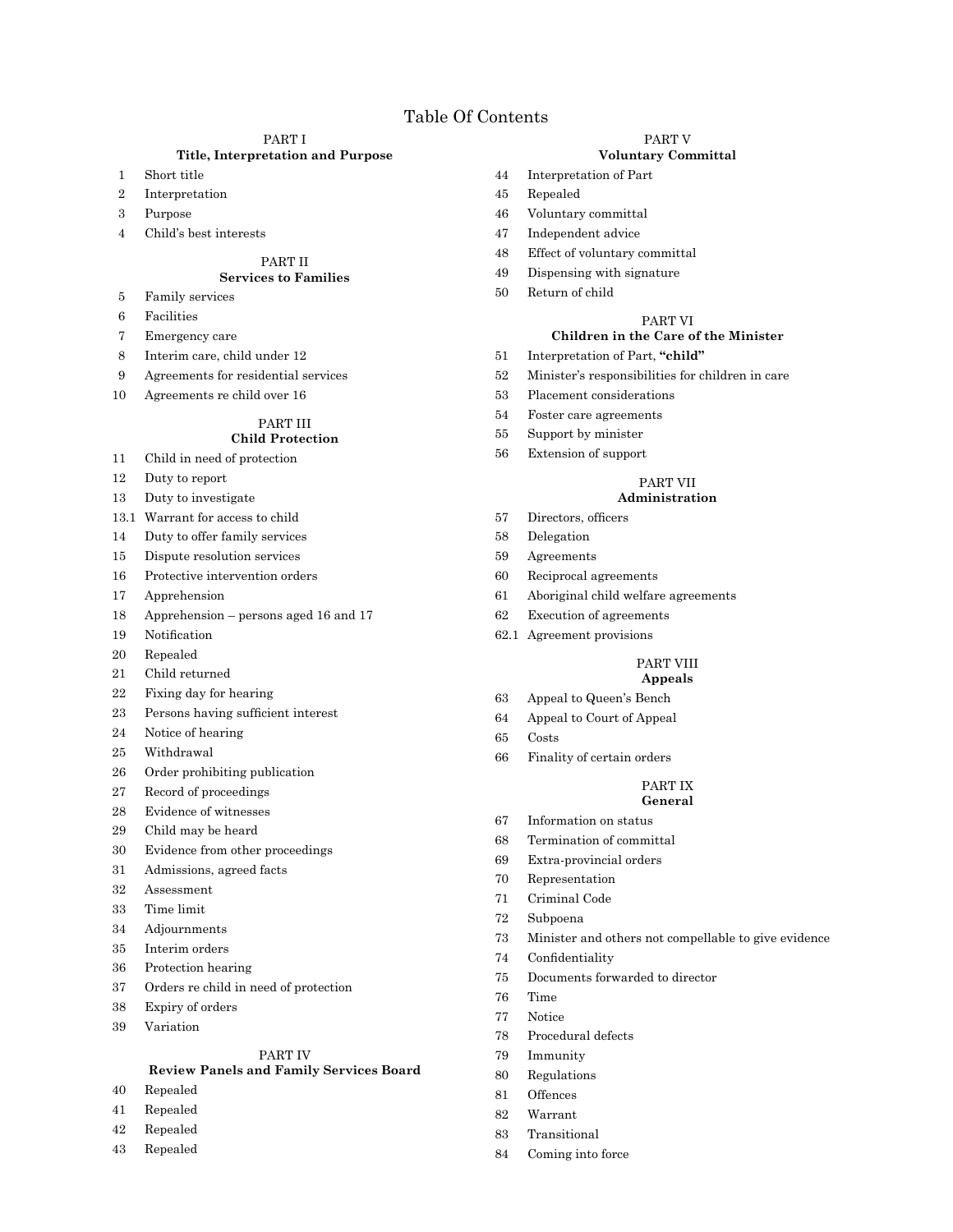# Table Of Contents

## PART I
### Title, Interpretation and Purpose

1 Short title
2 Interpretation
3 Purpose
4 Child's best interests

## PART II
### Services to Families

5 Family services
6 Facilities
7 Emergency care
8 Interim care, child under 12
9 Agreements for residential services
10 Agreements re child over 16

## PART III
### Child Protection

11 Child in need of protection
12 Duty to report
13 Duty to investigate
13.1 Warrant for access to child
14 Duty to offer family services
15 Dispute resolution services
16 Protective intervention orders
17 Apprehension
18 Apprehension – persons aged 16 and 17
19 Notification
20 Repealed
21 Child returned
22 Fixing day for hearing
23 Persons having sufficient interest
24 Notice of hearing
25 Withdrawal
26 Order prohibiting publication
27 Record of proceedings
28 Evidence of witnesses
29 Child may be heard
30 Evidence from other proceedings
31 Admissions, agreed facts
32 Assessment
33 Time limit
34 Adjournments
35 Interim orders
36 Protection hearing
37 Orders re child in need of protection
38 Expiry of orders
39 Variation

## PART IV
### Review Panels and Family Services Board

40 Repealed
41 Repealed
42 Repealed
43 Repealed

## PART V
### Voluntary Committal

44 Interpretation of Part
45 Repealed
46 Voluntary committal
47 Independent advice
48 Effect of voluntary committal
49 Dispensing with signature
50 Return of child

## PART VI
### Children in the Care of the Minister

51 Interpretation of Part, **"child"**
52 Minister's responsibilities for children in care
53 Placement considerations
54 Foster care agreements
55 Support by minister
56 Extension of support

## PART VII
### Administration

57 Directors, officers
58 Delegation
59 Agreements
60 Reciprocal agreements
61 Aboriginal child welfare agreements
62 Execution of agreements
62.1 Agreement provisions

## PART VIII
### Appeals

63 Appeal to Queen's Bench
64 Appeal to Court of Appeal
65 Costs
66 Finality of certain orders

## PART IX
### General

67 Information on status
68 Termination of committal
69 Extra-provincial orders
70 Representation
71 Criminal Code
72 Subpoena
73 Minister and others not compellable to give evidence
74 Confidentiality
75 Documents forwarded to director
76 Time
77 Notice
78 Procedural defects
79 Immunity
80 Regulations
81 Offences
82 Warrant
83 Transitional
84 Coming into force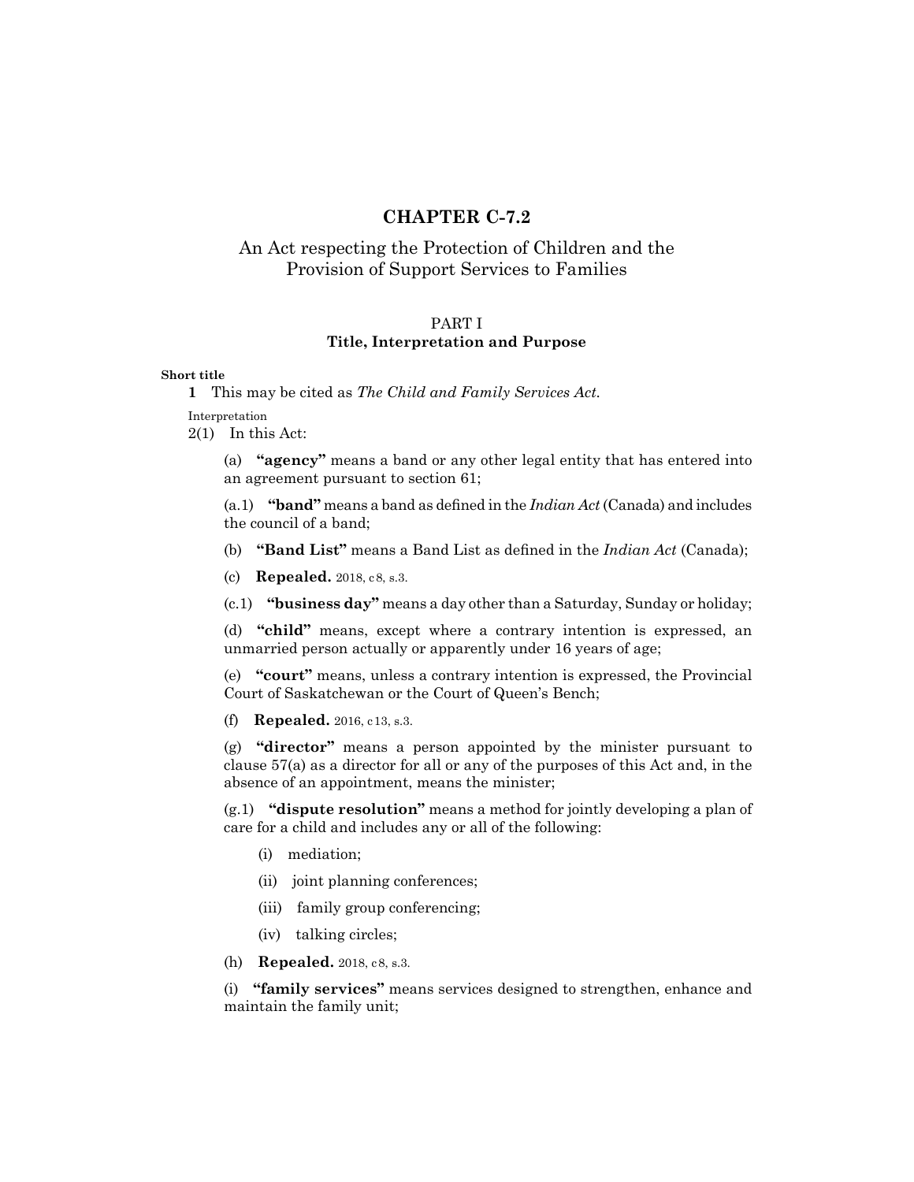# CHAPTER C-7.2

## An Act respecting the Protection of Children and the Provision of Support Services to Families

### PART I
### Title, Interpretation and Purpose

**Short title**

**1** This may be cited as *The Child and Family Services Act*.

Interpretation

2(1) In this Act:

(a) **"agency"** means a band or any other legal entity that has entered into an agreement pursuant to section 61;

(a.1) **"band"** means a band as defined in the *Indian Act* (Canada) and includes the council of a band;

(b) **"Band List"** means a Band List as defined in the *Indian Act* (Canada);

(c) **Repealed.** 2018, c8, s.3.

(c.1) **"business day"** means a day other than a Saturday, Sunday or holiday;

(d) **"child"** means, except where a contrary intention is expressed, an unmarried person actually or apparently under 16 years of age;

(e) **"court"** means, unless a contrary intention is expressed, the Provincial Court of Saskatchewan or the Court of Queen's Bench;

(f) **Repealed.** 2016, c13, s.3.

(g) **"director"** means a person appointed by the minister pursuant to clause 57(a) as a director for all or any of the purposes of this Act and, in the absence of an appointment, means the minister;

(g.1) **"dispute resolution"** means a method for jointly developing a plan of care for a child and includes any or all of the following:

(i) mediation;

(ii) joint planning conferences;

(iii) family group conferencing;

(iv) talking circles;

(h) **Repealed.** 2018, c8, s.3.

(i) **"family services"** means services designed to strengthen, enhance and maintain the family unit;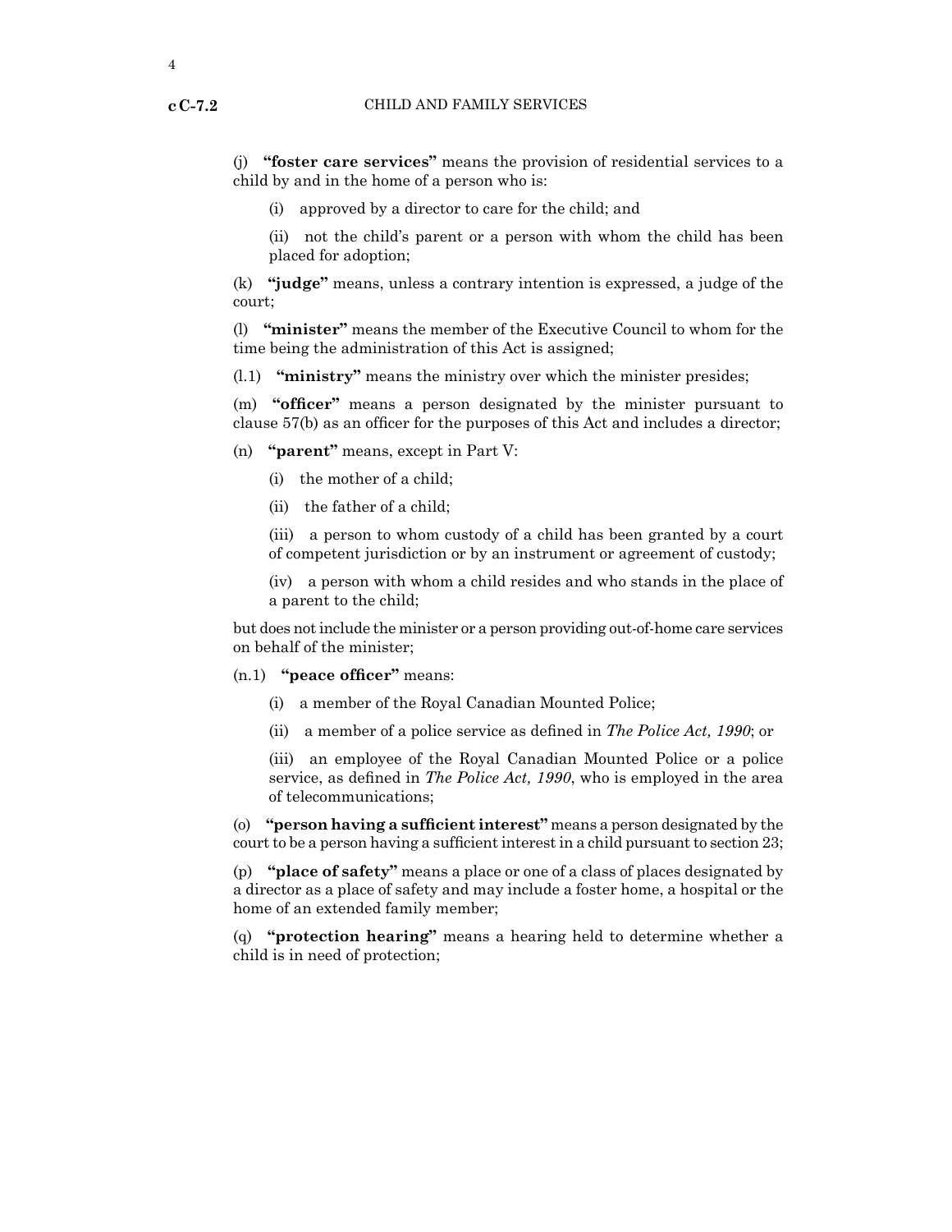(j) **"foster care services"** means the provision of residential services to a child by and in the home of a person who is:

(i) approved by a director to care for the child; and

(ii) not the child's parent or a person with whom the child has been placed for adoption;

(k) **"judge"** means, unless a contrary intention is expressed, a judge of the court;

(l) **"minister"** means the member of the Executive Council to whom for the time being the administration of this Act is assigned;

(l.1) **"ministry"** means the ministry over which the minister presides;

(m) **"officer"** means a person designated by the minister pursuant to clause 57(b) as an officer for the purposes of this Act and includes a director;

(n) **"parent"** means, except in Part V:

(i) the mother of a child;

(ii) the father of a child;

(iii) a person to whom custody of a child has been granted by a court of competent jurisdiction or by an instrument or agreement of custody;

(iv) a person with whom a child resides and who stands in the place of a parent to the child;

but does not include the minister or a person providing out-of-home care services on behalf of the minister;

(n.1) **"peace officer"** means:

(i) a member of the Royal Canadian Mounted Police;

(ii) a member of a police service as defined in *The Police Act, 1990*; or

(iii) an employee of the Royal Canadian Mounted Police or a police service, as defined in *The Police Act, 1990*, who is employed in the area of telecommunications;

(o) **"person having a sufficient interest"** means a person designated by the court to be a person having a sufficient interest in a child pursuant to section 23;

(p) **"place of safety"** means a place or one of a class of places designated by a director as a place of safety and may include a foster home, a hospital or the home of an extended family member;

(q) **"protection hearing"** means a hearing held to determine whether a child is in need of protection;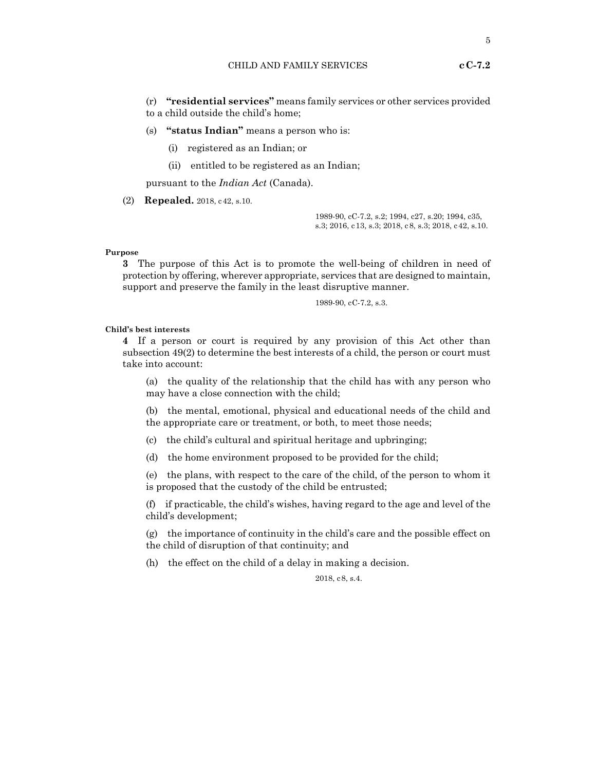(r) **"residential services"** means family services or other services provided to a child outside the child's home;

(s) **"status Indian"** means a person who is:

(i) registered as an Indian; or

(ii) entitled to be registered as an Indian;

pursuant to the *Indian Act* (Canada).

(2) **Repealed.** 2018, c42, s.10.

1989-90, cC-7.2, s.2; 1994, c27, s.20; 1994, c35, s.3; 2016, c13, s.3; 2018, c8, s.3; 2018, c42, s.10.

#### Purpose

**3** The purpose of this Act is to promote the well-being of children in need of protection by offering, wherever appropriate, services that are designed to maintain, support and preserve the family in the least disruptive manner.

1989-90, cC-7.2, s.3.

#### Child's best interests

**4** If a person or court is required by any provision of this Act other than subsection 49(2) to determine the best interests of a child, the person or court must take into account:

(a) the quality of the relationship that the child has with any person who may have a close connection with the child;

(b) the mental, emotional, physical and educational needs of the child and the appropriate care or treatment, or both, to meet those needs;

(c) the child's cultural and spiritual heritage and upbringing;

(d) the home environment proposed to be provided for the child;

(e) the plans, with respect to the care of the child, of the person to whom it is proposed that the custody of the child be entrusted;

(f) if practicable, the child's wishes, having regard to the age and level of the child's development;

(g) the importance of continuity in the child's care and the possible effect on the child of disruption of that continuity; and

(h) the effect on the child of a delay in making a decision.

2018, c8, s.4.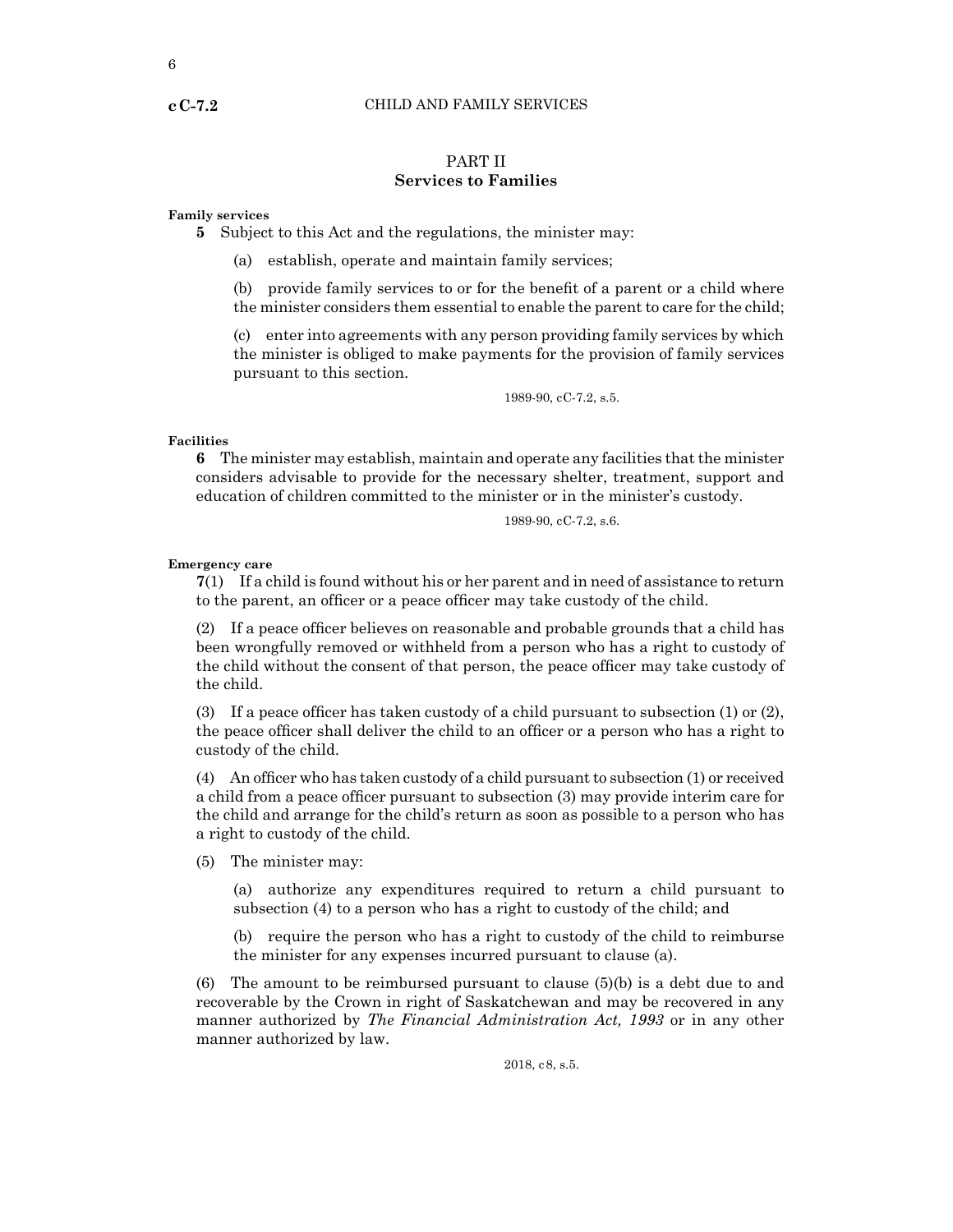## PART II
## Services to Families

**Family services**

**5** Subject to this Act and the regulations, the minister may:

(a) establish, operate and maintain family services;

(b) provide family services to or for the benefit of a parent or a child where the minister considers them essential to enable the parent to care for the child;

(c) enter into agreements with any person providing family services by which the minister is obliged to make payments for the provision of family services pursuant to this section.

1989-90, cC-7.2, s.5.

**Facilities**

**6** The minister may establish, maintain and operate any facilities that the minister considers advisable to provide for the necessary shelter, treatment, support and education of children committed to the minister or in the minister's custody.

1989-90, cC-7.2, s.6.

**Emergency care**

**7**(1) If a child is found without his or her parent and in need of assistance to return to the parent, an officer or a peace officer may take custody of the child.

(2) If a peace officer believes on reasonable and probable grounds that a child has been wrongfully removed or withheld from a person who has a right to custody of the child without the consent of that person, the peace officer may take custody of the child.

(3) If a peace officer has taken custody of a child pursuant to subsection (1) or (2), the peace officer shall deliver the child to an officer or a person who has a right to custody of the child.

(4) An officer who has taken custody of a child pursuant to subsection (1) or received a child from a peace officer pursuant to subsection (3) may provide interim care for the child and arrange for the child's return as soon as possible to a person who has a right to custody of the child.

(5) The minister may:

(a) authorize any expenditures required to return a child pursuant to subsection (4) to a person who has a right to custody of the child; and

(b) require the person who has a right to custody of the child to reimburse the minister for any expenses incurred pursuant to clause (a).

(6) The amount to be reimbursed pursuant to clause (5)(b) is a debt due to and recoverable by the Crown in right of Saskatchewan and may be recovered in any manner authorized by *The Financial Administration Act, 1993* or in any other manner authorized by law.

2018, c8, s.5.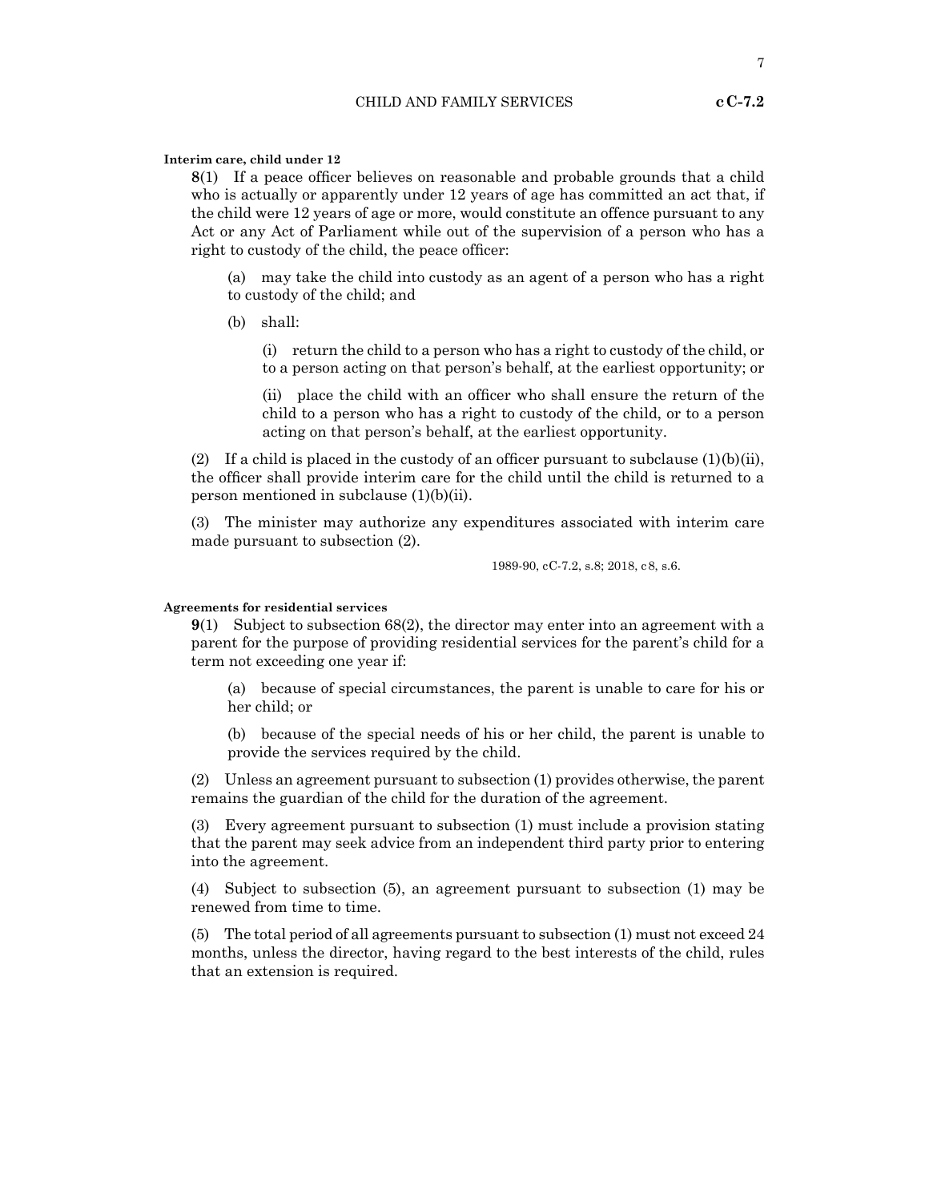**Interim care, child under 12**

**8**(1) If a peace officer believes on reasonable and probable grounds that a child who is actually or apparently under 12 years of age has committed an act that, if the child were 12 years of age or more, would constitute an offence pursuant to any Act or any Act of Parliament while out of the supervision of a person who has a right to custody of the child, the peace officer:

> (a) may take the child into custody as an agent of a person who has a right to custody of the child; and
>
> (b) shall:
>
> > (i) return the child to a person who has a right to custody of the child, or to a person acting on that person's behalf, at the earliest opportunity; or
> >
> > (ii) place the child with an officer who shall ensure the return of the child to a person who has a right to custody of the child, or to a person acting on that person's behalf, at the earliest opportunity.

(2) If a child is placed in the custody of an officer pursuant to subclause (1)(b)(ii), the officer shall provide interim care for the child until the child is returned to a person mentioned in subclause (1)(b)(ii).

(3) The minister may authorize any expenditures associated with interim care made pursuant to subsection (2).

1989-90, cC-7.2, s.8; 2018, c8, s.6.

**Agreements for residential services**

**9**(1) Subject to subsection 68(2), the director may enter into an agreement with a parent for the purpose of providing residential services for the parent's child for a term not exceeding one year if:

> (a) because of special circumstances, the parent is unable to care for his or her child; or
>
> (b) because of the special needs of his or her child, the parent is unable to provide the services required by the child.

(2) Unless an agreement pursuant to subsection (1) provides otherwise, the parent remains the guardian of the child for the duration of the agreement.

(3) Every agreement pursuant to subsection (1) must include a provision stating that the parent may seek advice from an independent third party prior to entering into the agreement.

(4) Subject to subsection (5), an agreement pursuant to subsection (1) may be renewed from time to time.

(5) The total period of all agreements pursuant to subsection (1) must not exceed 24 months, unless the director, having regard to the best interests of the child, rules that an extension is required.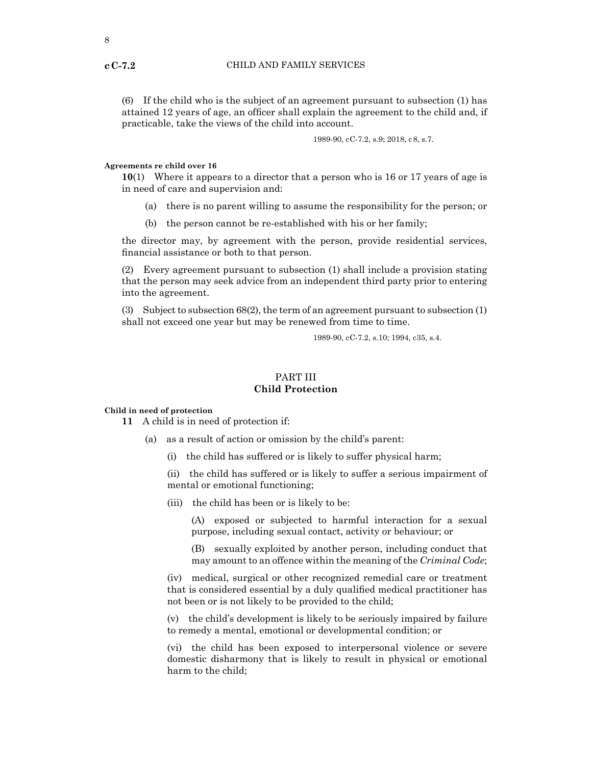(6) If the child who is the subject of an agreement pursuant to subsection (1) has attained 12 years of age, an officer shall explain the agreement to the child and, if practicable, take the views of the child into account.

1989-90, cC-7.2, s.9; 2018, c8, s.7.

**Agreements re child over 16**

**10**(1) Where it appears to a director that a person who is 16 or 17 years of age is in need of care and supervision and:

(a) there is no parent willing to assume the responsibility for the person; or

(b) the person cannot be re-established with his or her family;

the director may, by agreement with the person, provide residential services, financial assistance or both to that person.

(2) Every agreement pursuant to subsection (1) shall include a provision stating that the person may seek advice from an independent third party prior to entering into the agreement.

(3) Subject to subsection 68(2), the term of an agreement pursuant to subsection (1) shall not exceed one year but may be renewed from time to time.

1989-90, cC-7.2, s.10; 1994, c35, s.4.

## PART III
## Child Protection

**Child in need of protection**

**11** A child is in need of protection if:

(a) as a result of action or omission by the child's parent:

(i) the child has suffered or is likely to suffer physical harm;

(ii) the child has suffered or is likely to suffer a serious impairment of mental or emotional functioning;

(iii) the child has been or is likely to be:

(A) exposed or subjected to harmful interaction for a sexual purpose, including sexual contact, activity or behaviour; or

(B) sexually exploited by another person, including conduct that may amount to an offence within the meaning of the *Criminal Code*;

(iv) medical, surgical or other recognized remedial care or treatment that is considered essential by a duly qualified medical practitioner has not been or is not likely to be provided to the child;

(v) the child's development is likely to be seriously impaired by failure to remedy a mental, emotional or developmental condition; or

(vi) the child has been exposed to interpersonal violence or severe domestic disharmony that is likely to result in physical or emotional harm to the child;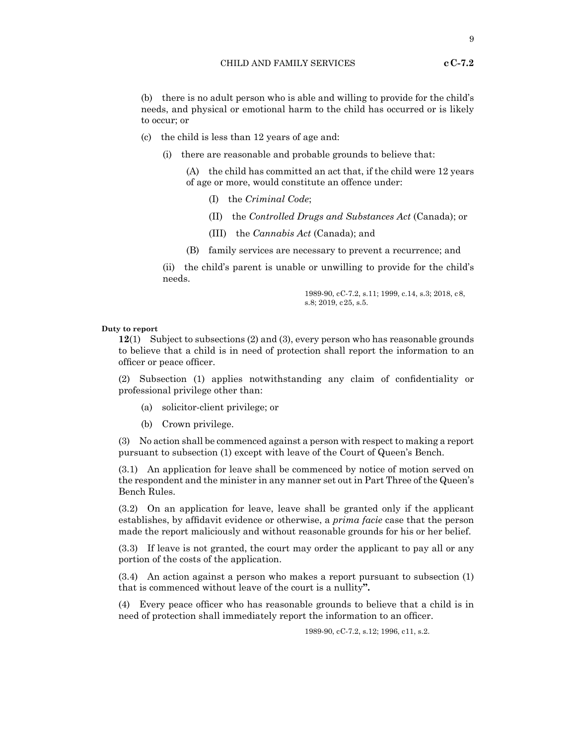(b) there is no adult person who is able and willing to provide for the child's needs, and physical or emotional harm to the child has occurred or is likely to occur; or

(c) the child is less than 12 years of age and:

(i) there are reasonable and probable grounds to believe that:

(A) the child has committed an act that, if the child were 12 years of age or more, would constitute an offence under:

(I) the *Criminal Code*;

(II) the *Controlled Drugs and Substances Act* (Canada); or

(III) the *Cannabis Act* (Canada); and

(B) family services are necessary to prevent a recurrence; and

(ii) the child's parent is unable or unwilling to provide for the child's needs.

1989-90, cC-7.2, s.11; 1999, c.14, s.3; 2018, c8, s.8; 2019, c25, s.5.

**Duty to report**

**12**(1) Subject to subsections (2) and (3), every person who has reasonable grounds to believe that a child is in need of protection shall report the information to an officer or peace officer.

(2) Subsection (1) applies notwithstanding any claim of confidentiality or professional privilege other than:

(a) solicitor-client privilege; or

(b) Crown privilege.

(3) No action shall be commenced against a person with respect to making a report pursuant to subsection (1) except with leave of the Court of Queen's Bench.

(3.1) An application for leave shall be commenced by notice of motion served on the respondent and the minister in any manner set out in Part Three of the Queen's Bench Rules.

(3.2) On an application for leave, leave shall be granted only if the applicant establishes, by affidavit evidence or otherwise, a *prima facie* case that the person made the report maliciously and without reasonable grounds for his or her belief.

(3.3) If leave is not granted, the court may order the applicant to pay all or any portion of the costs of the application.

(3.4) An action against a person who makes a report pursuant to subsection (1) that is commenced without leave of the court is a nullity**".**

(4) Every peace officer who has reasonable grounds to believe that a child is in need of protection shall immediately report the information to an officer.

1989-90, cC-7.2, s.12; 1996, c11, s.2.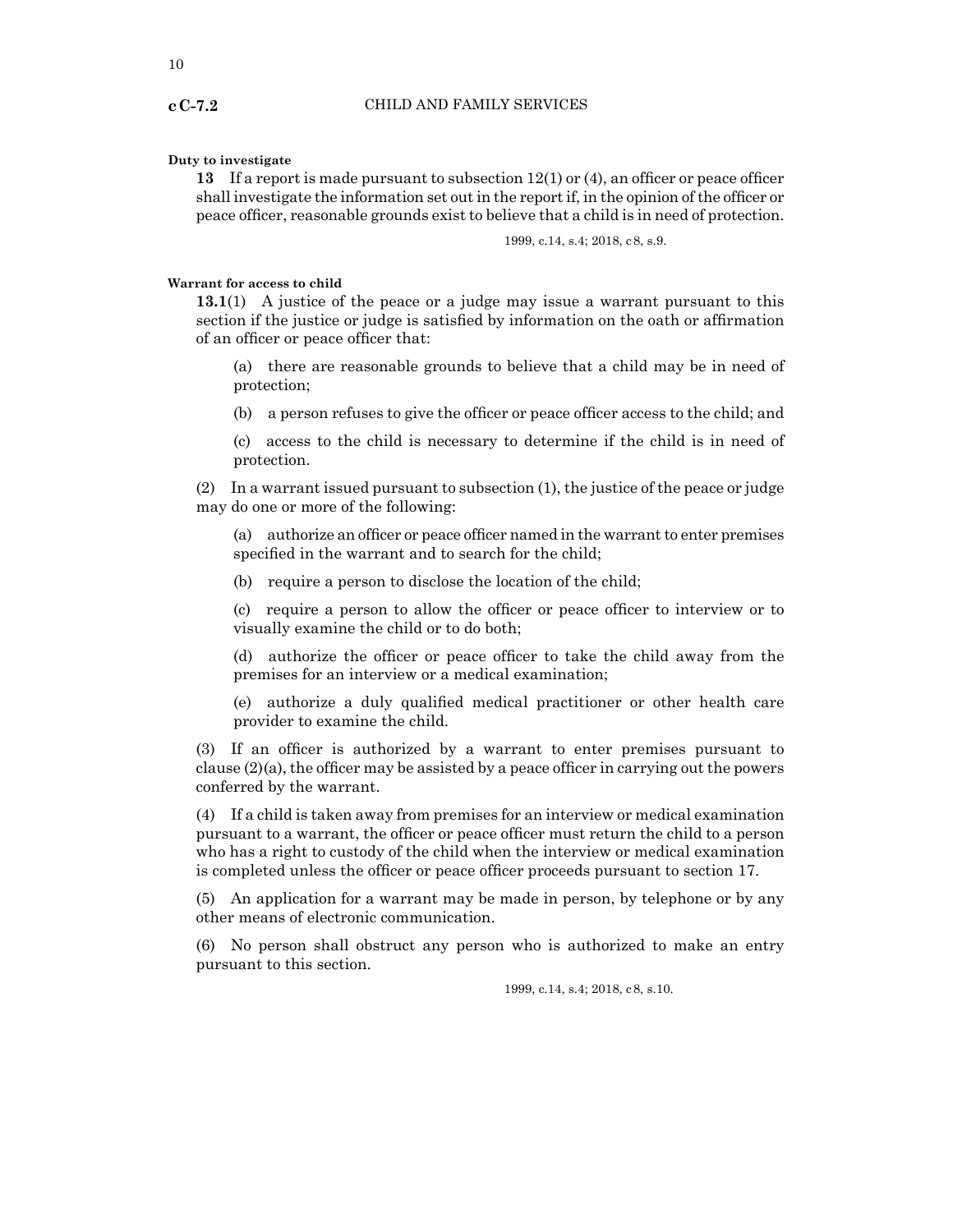**Duty to investigate**

**13** If a report is made pursuant to subsection 12(1) or (4), an officer or peace officer shall investigate the information set out in the report if, in the opinion of the officer or peace officer, reasonable grounds exist to believe that a child is in need of protection.

1999, c.14, s.4; 2018, c8, s.9.

**Warrant for access to child**

**13.1**(1) A justice of the peace or a judge may issue a warrant pursuant to this section if the justice or judge is satisfied by information on the oath or affirmation of an officer or peace officer that:

(a) there are reasonable grounds to believe that a child may be in need of protection;

(b) a person refuses to give the officer or peace officer access to the child; and

(c) access to the child is necessary to determine if the child is in need of protection.

(2) In a warrant issued pursuant to subsection (1), the justice of the peace or judge may do one or more of the following:

(a) authorize an officer or peace officer named in the warrant to enter premises specified in the warrant and to search for the child;

(b) require a person to disclose the location of the child;

(c) require a person to allow the officer or peace officer to interview or to visually examine the child or to do both;

(d) authorize the officer or peace officer to take the child away from the premises for an interview or a medical examination;

(e) authorize a duly qualified medical practitioner or other health care provider to examine the child.

(3) If an officer is authorized by a warrant to enter premises pursuant to clause (2)(a), the officer may be assisted by a peace officer in carrying out the powers conferred by the warrant.

(4) If a child is taken away from premises for an interview or medical examination pursuant to a warrant, the officer or peace officer must return the child to a person who has a right to custody of the child when the interview or medical examination is completed unless the officer or peace officer proceeds pursuant to section 17.

(5) An application for a warrant may be made in person, by telephone or by any other means of electronic communication.

(6) No person shall obstruct any person who is authorized to make an entry pursuant to this section.

1999, c.14, s.4; 2018, c8, s.10.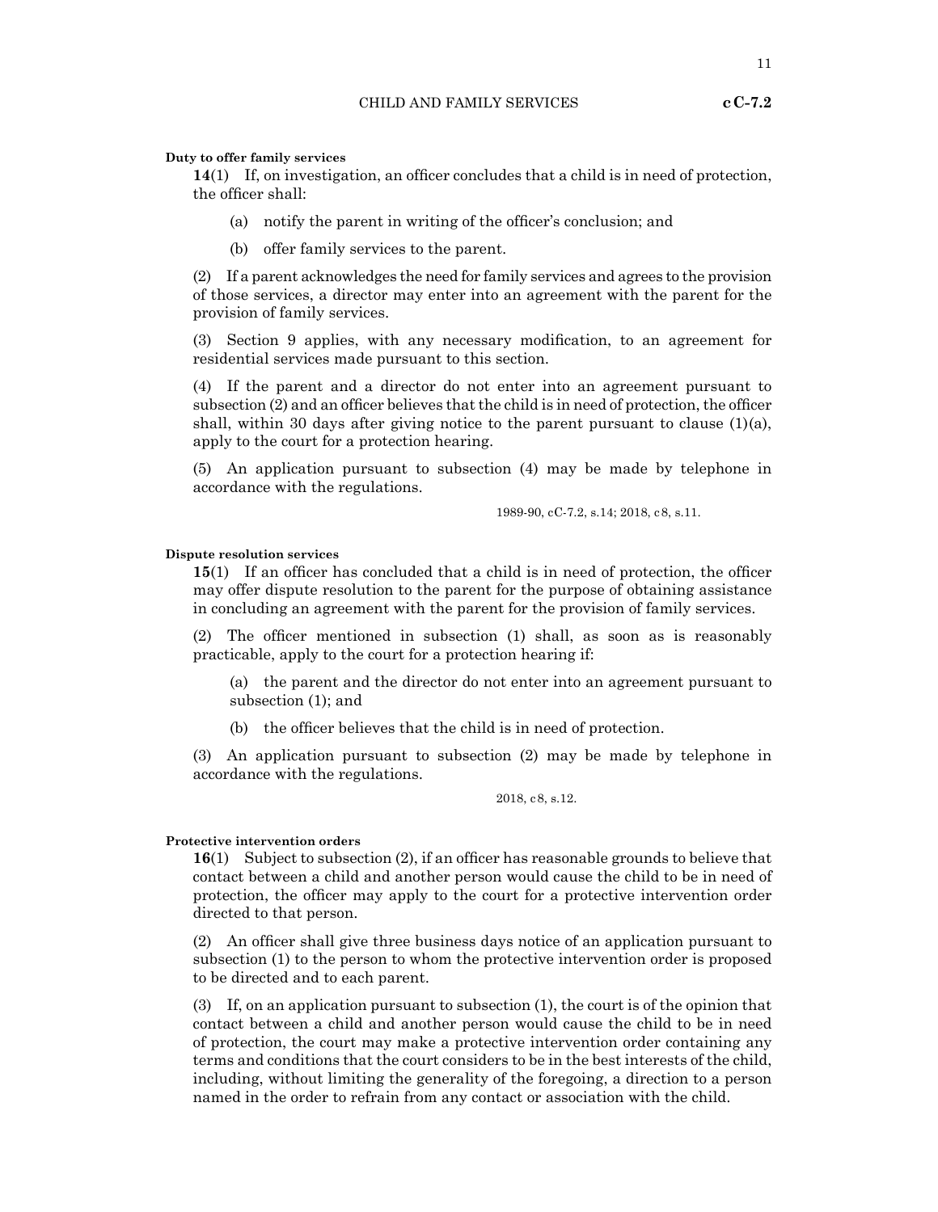**Duty to offer family services**

**14**(1) If, on investigation, an officer concludes that a child is in need of protection, the officer shall:

(a) notify the parent in writing of the officer's conclusion; and

(b) offer family services to the parent.

(2) If a parent acknowledges the need for family services and agrees to the provision of those services, a director may enter into an agreement with the parent for the provision of family services.

(3) Section 9 applies, with any necessary modification, to an agreement for residential services made pursuant to this section.

(4) If the parent and a director do not enter into an agreement pursuant to subsection (2) and an officer believes that the child is in need of protection, the officer shall, within 30 days after giving notice to the parent pursuant to clause (1)(a), apply to the court for a protection hearing.

(5) An application pursuant to subsection (4) may be made by telephone in accordance with the regulations.

1989-90, cC-7.2, s.14; 2018, c8, s.11.

**Dispute resolution services**

**15**(1) If an officer has concluded that a child is in need of protection, the officer may offer dispute resolution to the parent for the purpose of obtaining assistance in concluding an agreement with the parent for the provision of family services.

(2) The officer mentioned in subsection (1) shall, as soon as is reasonably practicable, apply to the court for a protection hearing if:

(a) the parent and the director do not enter into an agreement pursuant to subsection (1); and

(b) the officer believes that the child is in need of protection.

(3) An application pursuant to subsection (2) may be made by telephone in accordance with the regulations.

2018, c8, s.12.

**Protective intervention orders**

**16**(1) Subject to subsection (2), if an officer has reasonable grounds to believe that contact between a child and another person would cause the child to be in need of protection, the officer may apply to the court for a protective intervention order directed to that person.

(2) An officer shall give three business days notice of an application pursuant to subsection (1) to the person to whom the protective intervention order is proposed to be directed and to each parent.

(3) If, on an application pursuant to subsection (1), the court is of the opinion that contact between a child and another person would cause the child to be in need of protection, the court may make a protective intervention order containing any terms and conditions that the court considers to be in the best interests of the child, including, without limiting the generality of the foregoing, a direction to a person named in the order to refrain from any contact or association with the child.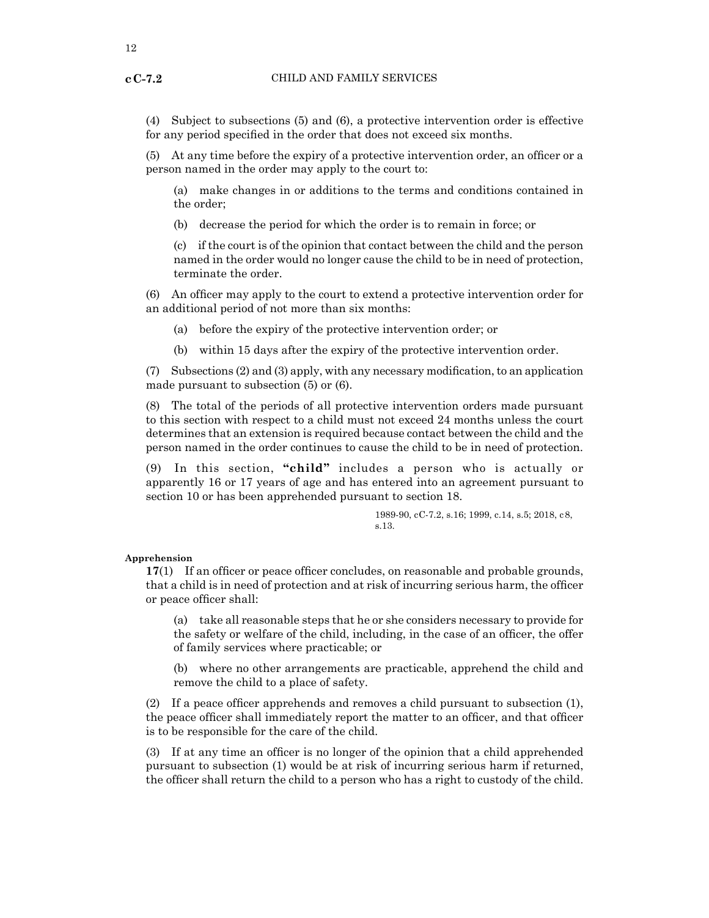(4) Subject to subsections (5) and (6), a protective intervention order is effective for any period specified in the order that does not exceed six months.

(5) At any time before the expiry of a protective intervention order, an officer or a person named in the order may apply to the court to:

(a) make changes in or additions to the terms and conditions contained in the order;

(b) decrease the period for which the order is to remain in force; or

(c) if the court is of the opinion that contact between the child and the person named in the order would no longer cause the child to be in need of protection, terminate the order.

(6) An officer may apply to the court to extend a protective intervention order for an additional period of not more than six months:

(a) before the expiry of the protective intervention order; or

(b) within 15 days after the expiry of the protective intervention order.

(7) Subsections (2) and (3) apply, with any necessary modification, to an application made pursuant to subsection (5) or (6).

(8) The total of the periods of all protective intervention orders made pursuant to this section with respect to a child must not exceed 24 months unless the court determines that an extension is required because contact between the child and the person named in the order continues to cause the child to be in need of protection.

(9) In this section, **"child"** includes a person who is actually or apparently 16 or 17 years of age and has entered into an agreement pursuant to section 10 or has been apprehended pursuant to section 18.

1989-90, cC-7.2, s.16; 1999, c.14, s.5; 2018, c8, s.13.

**Apprehension**

**17**(1) If an officer or peace officer concludes, on reasonable and probable grounds, that a child is in need of protection and at risk of incurring serious harm, the officer or peace officer shall:

(a) take all reasonable steps that he or she considers necessary to provide for the safety or welfare of the child, including, in the case of an officer, the offer of family services where practicable; or

(b) where no other arrangements are practicable, apprehend the child and remove the child to a place of safety.

(2) If a peace officer apprehends and removes a child pursuant to subsection (1), the peace officer shall immediately report the matter to an officer, and that officer is to be responsible for the care of the child.

(3) If at any time an officer is no longer of the opinion that a child apprehended pursuant to subsection (1) would be at risk of incurring serious harm if returned, the officer shall return the child to a person who has a right to custody of the child.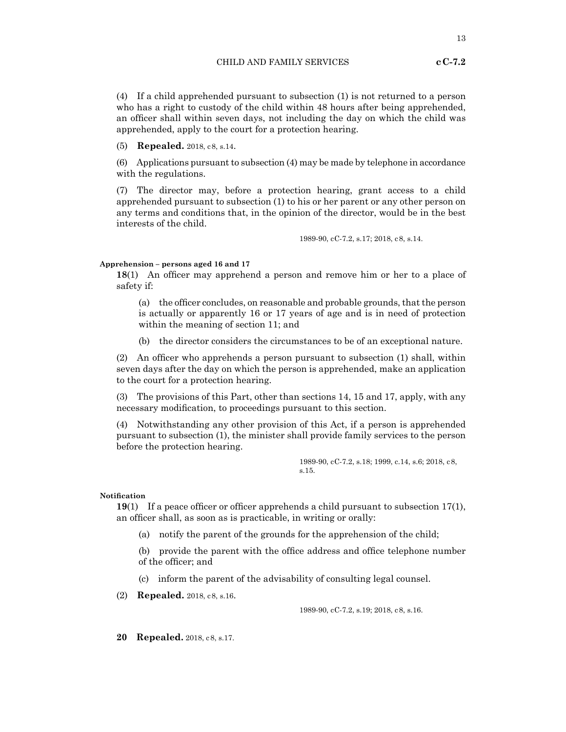(4) If a child apprehended pursuant to subsection (1) is not returned to a person who has a right to custody of the child within 48 hours after being apprehended, an officer shall within seven days, not including the day on which the child was apprehended, apply to the court for a protection hearing.

(5) **Repealed.** 2018, c8, s.14.

(6) Applications pursuant to subsection (4) may be made by telephone in accordance with the regulations.

(7) The director may, before a protection hearing, grant access to a child apprehended pursuant to subsection (1) to his or her parent or any other person on any terms and conditions that, in the opinion of the director, would be in the best interests of the child.

1989-90, cC-7.2, s.17; 2018, c8, s.14.

**Apprehension – persons aged 16 and 17**

**18**(1) An officer may apprehend a person and remove him or her to a place of safety if:

(a) the officer concludes, on reasonable and probable grounds, that the person is actually or apparently 16 or 17 years of age and is in need of protection within the meaning of section 11; and

(b) the director considers the circumstances to be of an exceptional nature.

(2) An officer who apprehends a person pursuant to subsection (1) shall, within seven days after the day on which the person is apprehended, make an application to the court for a protection hearing.

(3) The provisions of this Part, other than sections 14, 15 and 17, apply, with any necessary modification, to proceedings pursuant to this section.

(4) Notwithstanding any other provision of this Act, if a person is apprehended pursuant to subsection (1), the minister shall provide family services to the person before the protection hearing.

1989-90, cC-7.2, s.18; 1999, c.14, s.6; 2018, c8, s.15.

**Notification**

**19**(1) If a peace officer or officer apprehends a child pursuant to subsection 17(1), an officer shall, as soon as is practicable, in writing or orally:

(a) notify the parent of the grounds for the apprehension of the child;

(b) provide the parent with the office address and office telephone number of the officer; and

(c) inform the parent of the advisability of consulting legal counsel.

(2) **Repealed.** 2018, c8, s.16.

1989-90, cC-7.2, s.19; 2018, c8, s.16.

**20 Repealed.** 2018, c8, s.17.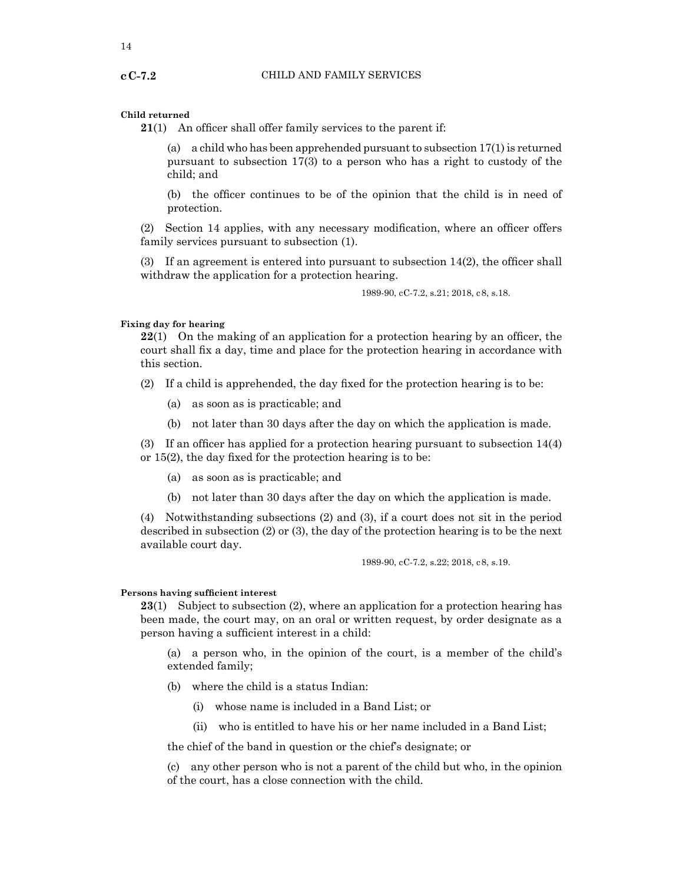**Child returned**

**21**(1) An officer shall offer family services to the parent if:

(a) a child who has been apprehended pursuant to subsection 17(1) is returned pursuant to subsection 17(3) to a person who has a right to custody of the child; and

(b) the officer continues to be of the opinion that the child is in need of protection.

(2) Section 14 applies, with any necessary modification, where an officer offers family services pursuant to subsection (1).

(3) If an agreement is entered into pursuant to subsection 14(2), the officer shall withdraw the application for a protection hearing.

1989-90, cC-7.2, s.21; 2018, c8, s.18.

**Fixing day for hearing**

**22**(1) On the making of an application for a protection hearing by an officer, the court shall fix a day, time and place for the protection hearing in accordance with this section.

(2) If a child is apprehended, the day fixed for the protection hearing is to be:

(a) as soon as is practicable; and

(b) not later than 30 days after the day on which the application is made.

(3) If an officer has applied for a protection hearing pursuant to subsection 14(4) or 15(2), the day fixed for the protection hearing is to be:

(a) as soon as is practicable; and

(b) not later than 30 days after the day on which the application is made.

(4) Notwithstanding subsections (2) and (3), if a court does not sit in the period described in subsection (2) or (3), the day of the protection hearing is to be the next available court day.

1989-90, cC-7.2, s.22; 2018, c8, s.19.

**Persons having sufficient interest**

**23**(1) Subject to subsection (2), where an application for a protection hearing has been made, the court may, on an oral or written request, by order designate as a person having a sufficient interest in a child:

(a) a person who, in the opinion of the court, is a member of the child's extended family;

(b) where the child is a status Indian:

(i) whose name is included in a Band List; or

(ii) who is entitled to have his or her name included in a Band List;

the chief of the band in question or the chief's designate; or

(c) any other person who is not a parent of the child but who, in the opinion of the court, has a close connection with the child.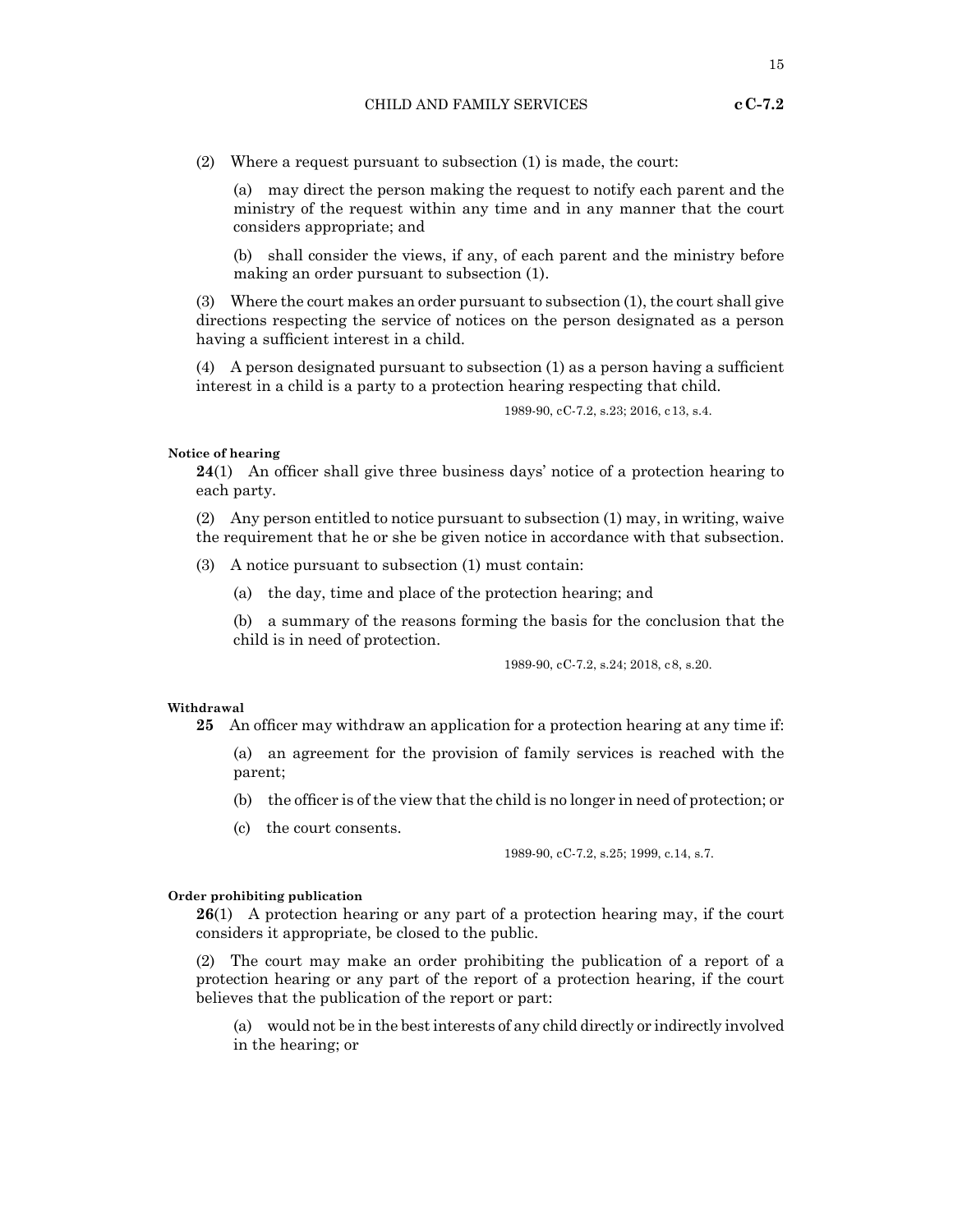(2) Where a request pursuant to subsection (1) is made, the court:

(a) may direct the person making the request to notify each parent and the ministry of the request within any time and in any manner that the court considers appropriate; and

(b) shall consider the views, if any, of each parent and the ministry before making an order pursuant to subsection (1).

(3) Where the court makes an order pursuant to subsection (1), the court shall give directions respecting the service of notices on the person designated as a person having a sufficient interest in a child.

(4) A person designated pursuant to subsection (1) as a person having a sufficient interest in a child is a party to a protection hearing respecting that child.

1989-90, cC-7.2, s.23; 2016, c13, s.4.

**Notice of hearing**

**24**(1) An officer shall give three business days' notice of a protection hearing to each party.

(2) Any person entitled to notice pursuant to subsection (1) may, in writing, waive the requirement that he or she be given notice in accordance with that subsection.

(3) A notice pursuant to subsection (1) must contain:

(a) the day, time and place of the protection hearing; and

(b) a summary of the reasons forming the basis for the conclusion that the child is in need of protection.

1989-90, cC-7.2, s.24; 2018, c8, s.20.

**Withdrawal**

**25** An officer may withdraw an application for a protection hearing at any time if:

(a) an agreement for the provision of family services is reached with the parent;

(b) the officer is of the view that the child is no longer in need of protection; or

(c) the court consents.

1989-90, cC-7.2, s.25; 1999, c.14, s.7.

**Order prohibiting publication**

**26**(1) A protection hearing or any part of a protection hearing may, if the court considers it appropriate, be closed to the public.

(2) The court may make an order prohibiting the publication of a report of a protection hearing or any part of the report of a protection hearing, if the court believes that the publication of the report or part:

(a) would not be in the best interests of any child directly or indirectly involved in the hearing; or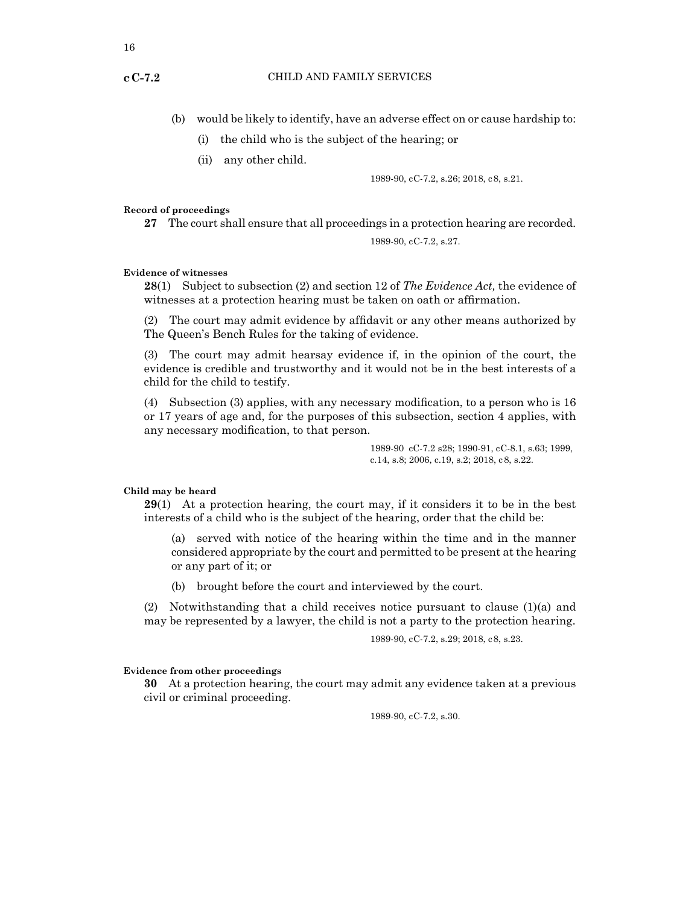(b) would be likely to identify, have an adverse effect on or cause hardship to:

(i) the child who is the subject of the hearing; or

(ii) any other child.

1989-90, cC-7.2, s.26; 2018, c8, s.21.

**Record of proceedings**

**27** The court shall ensure that all proceedings in a protection hearing are recorded.

1989-90, cC-7.2, s.27.

**Evidence of witnesses**

**28**(1) Subject to subsection (2) and section 12 of *The Evidence Act,* the evidence of witnesses at a protection hearing must be taken on oath or affirmation.

(2) The court may admit evidence by affidavit or any other means authorized by The Queen's Bench Rules for the taking of evidence.

(3) The court may admit hearsay evidence if, in the opinion of the court, the evidence is credible and trustworthy and it would not be in the best interests of a child for the child to testify.

(4) Subsection (3) applies, with any necessary modification, to a person who is 16 or 17 years of age and, for the purposes of this subsection, section 4 applies, with any necessary modification, to that person.

1989-90 cC-7.2 s28; 1990-91, cC-8.1, s.63; 1999, c.14, s.8; 2006, c.19, s.2; 2018, c8, s.22.

**Child may be heard**

**29**(1) At a protection hearing, the court may, if it considers it to be in the best interests of a child who is the subject of the hearing, order that the child be:

(a) served with notice of the hearing within the time and in the manner considered appropriate by the court and permitted to be present at the hearing or any part of it; or

(b) brought before the court and interviewed by the court.

(2) Notwithstanding that a child receives notice pursuant to clause (1)(a) and may be represented by a lawyer, the child is not a party to the protection hearing.

1989-90, cC-7.2, s.29; 2018, c8, s.23.

**Evidence from other proceedings**

**30** At a protection hearing, the court may admit any evidence taken at a previous civil or criminal proceeding.

1989-90, cC-7.2, s.30.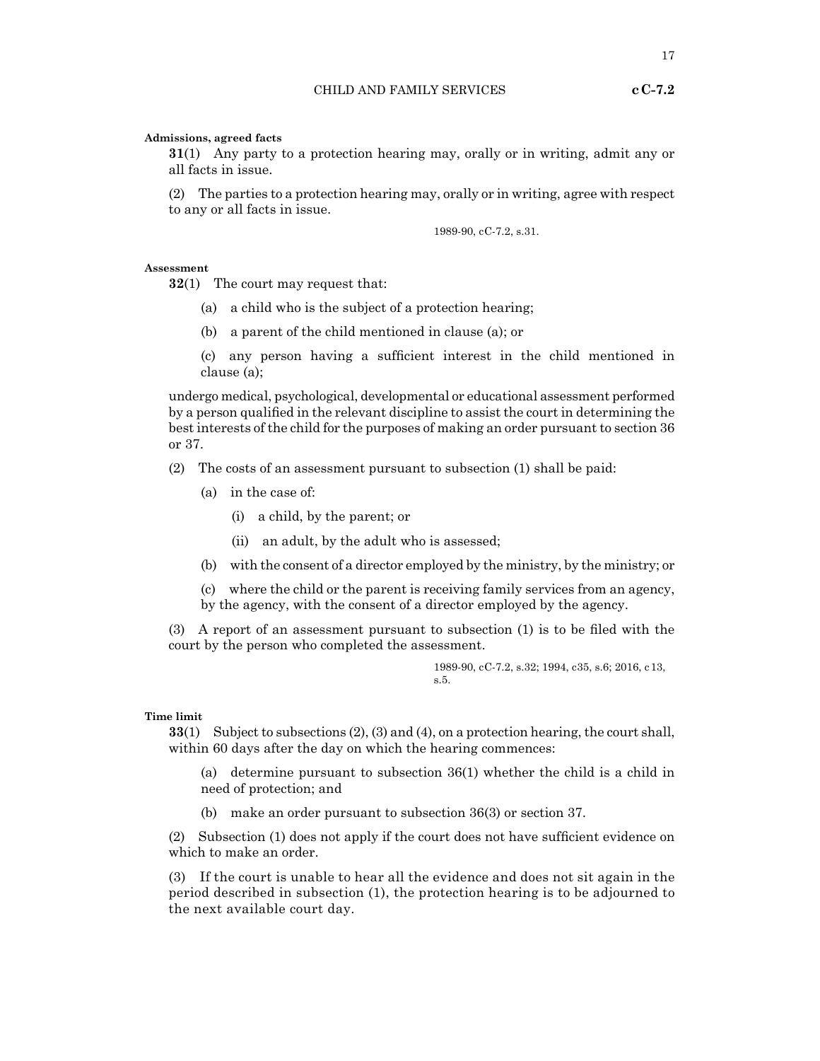**Admissions, agreed facts**

**31**(1) Any party to a protection hearing may, orally or in writing, admit any or all facts in issue.

(2) The parties to a protection hearing may, orally or in writing, agree with respect to any or all facts in issue.

1989-90, cC-7.2, s.31.

**Assessment**

**32**(1) The court may request that:

(a) a child who is the subject of a protection hearing;

(b) a parent of the child mentioned in clause (a); or

(c) any person having a sufficient interest in the child mentioned in clause (a);

undergo medical, psychological, developmental or educational assessment performed by a person qualified in the relevant discipline to assist the court in determining the best interests of the child for the purposes of making an order pursuant to section 36 or 37.

(2) The costs of an assessment pursuant to subsection (1) shall be paid:

(a) in the case of:

(i) a child, by the parent; or

(ii) an adult, by the adult who is assessed;

(b) with the consent of a director employed by the ministry, by the ministry; or

(c) where the child or the parent is receiving family services from an agency, by the agency, with the consent of a director employed by the agency.

(3) A report of an assessment pursuant to subsection (1) is to be filed with the court by the person who completed the assessment.

1989-90, cC-7.2, s.32; 1994, c35, s.6; 2016, c13, s.5.

**Time limit**

**33**(1) Subject to subsections (2), (3) and (4), on a protection hearing, the court shall, within 60 days after the day on which the hearing commences:

(a) determine pursuant to subsection 36(1) whether the child is a child in need of protection; and

(b) make an order pursuant to subsection 36(3) or section 37.

(2) Subsection (1) does not apply if the court does not have sufficient evidence on which to make an order.

(3) If the court is unable to hear all the evidence and does not sit again in the period described in subsection (1), the protection hearing is to be adjourned to the next available court day.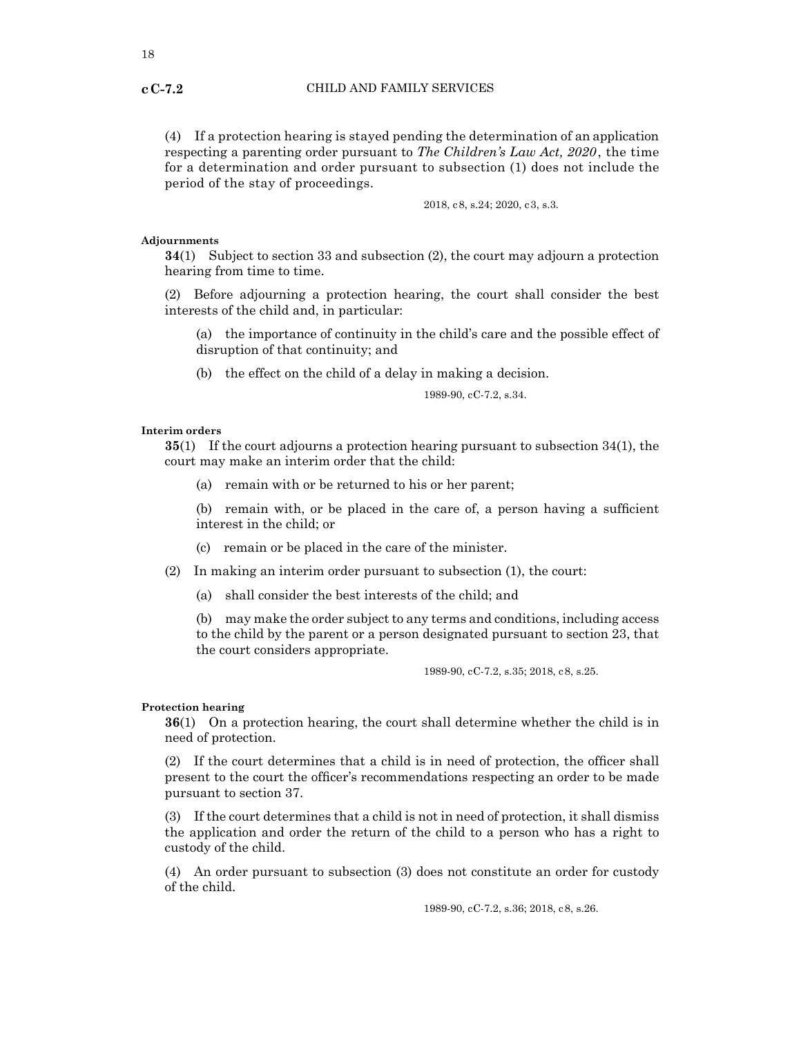(4) If a protection hearing is stayed pending the determination of an application respecting a parenting order pursuant to *The Children's Law Act, 2020*, the time for a determination and order pursuant to subsection (1) does not include the period of the stay of proceedings.

2018, c8, s.24; 2020, c3, s.3.

**Adjournments**

**34**(1) Subject to section 33 and subsection (2), the court may adjourn a protection hearing from time to time.

(2) Before adjourning a protection hearing, the court shall consider the best interests of the child and, in particular:

(a) the importance of continuity in the child's care and the possible effect of disruption of that continuity; and

(b) the effect on the child of a delay in making a decision.

1989-90, cC-7.2, s.34.

**Interim orders**

**35**(1) If the court adjourns a protection hearing pursuant to subsection 34(1), the court may make an interim order that the child:

(a) remain with or be returned to his or her parent;

(b) remain with, or be placed in the care of, a person having a sufficient interest in the child; or

(c) remain or be placed in the care of the minister.

(2) In making an interim order pursuant to subsection (1), the court:

(a) shall consider the best interests of the child; and

(b) may make the order subject to any terms and conditions, including access to the child by the parent or a person designated pursuant to section 23, that the court considers appropriate.

1989-90, cC-7.2, s.35; 2018, c8, s.25.

**Protection hearing**

**36**(1) On a protection hearing, the court shall determine whether the child is in need of protection.

(2) If the court determines that a child is in need of protection, the officer shall present to the court the officer's recommendations respecting an order to be made pursuant to section 37.

(3) If the court determines that a child is not in need of protection, it shall dismiss the application and order the return of the child to a person who has a right to custody of the child.

(4) An order pursuant to subsection (3) does not constitute an order for custody of the child.

1989-90, cC-7.2, s.36; 2018, c8, s.26.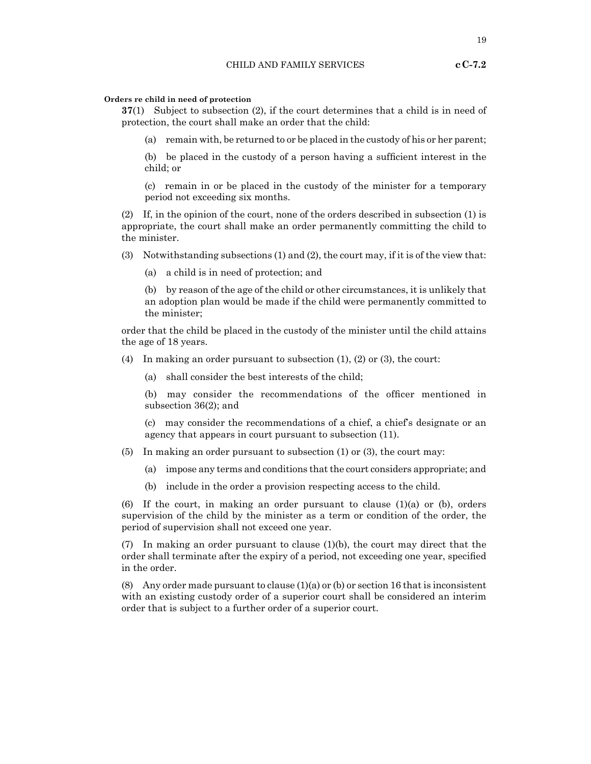**Orders re child in need of protection**

**37**(1) Subject to subsection (2), if the court determines that a child is in need of protection, the court shall make an order that the child:

(a) remain with, be returned to or be placed in the custody of his or her parent;

(b) be placed in the custody of a person having a sufficient interest in the child; or

(c) remain in or be placed in the custody of the minister for a temporary period not exceeding six months.

(2) If, in the opinion of the court, none of the orders described in subsection (1) is appropriate, the court shall make an order permanently committing the child to the minister.

(3) Notwithstanding subsections (1) and (2), the court may, if it is of the view that:

(a) a child is in need of protection; and

(b) by reason of the age of the child or other circumstances, it is unlikely that an adoption plan would be made if the child were permanently committed to the minister;

order that the child be placed in the custody of the minister until the child attains the age of 18 years.

(4) In making an order pursuant to subsection (1), (2) or (3), the court:

(a) shall consider the best interests of the child;

(b) may consider the recommendations of the officer mentioned in subsection 36(2); and

(c) may consider the recommendations of a chief, a chief's designate or an agency that appears in court pursuant to subsection (11).

(5) In making an order pursuant to subsection (1) or (3), the court may:

(a) impose any terms and conditions that the court considers appropriate; and

(b) include in the order a provision respecting access to the child.

(6) If the court, in making an order pursuant to clause (1)(a) or (b), orders supervision of the child by the minister as a term or condition of the order, the period of supervision shall not exceed one year.

(7) In making an order pursuant to clause (1)(b), the court may direct that the order shall terminate after the expiry of a period, not exceeding one year, specified in the order.

(8) Any order made pursuant to clause (1)(a) or (b) or section 16 that is inconsistent with an existing custody order of a superior court shall be considered an interim order that is subject to a further order of a superior court.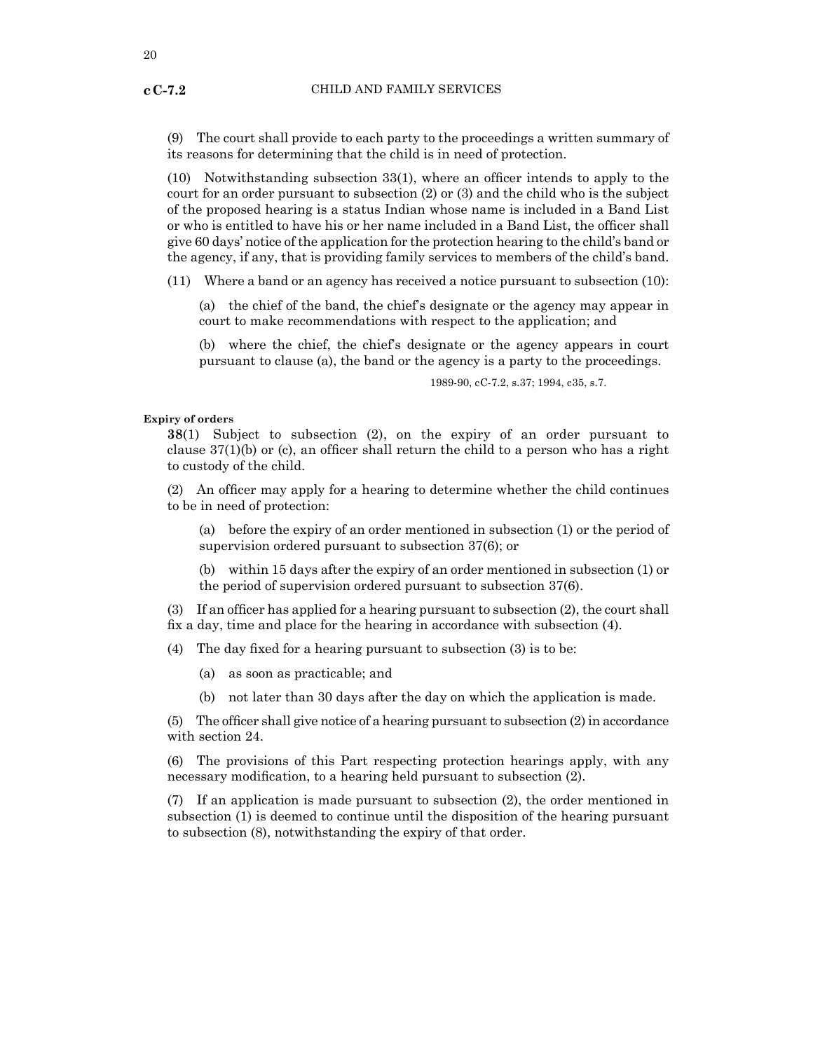(9) The court shall provide to each party to the proceedings a written summary of its reasons for determining that the child is in need of protection.

(10) Notwithstanding subsection 33(1), where an officer intends to apply to the court for an order pursuant to subsection (2) or (3) and the child who is the subject of the proposed hearing is a status Indian whose name is included in a Band List or who is entitled to have his or her name included in a Band List, the officer shall give 60 days' notice of the application for the protection hearing to the child's band or the agency, if any, that is providing family services to members of the child's band.

(11) Where a band or an agency has received a notice pursuant to subsection (10):

(a) the chief of the band, the chief's designate or the agency may appear in court to make recommendations with respect to the application; and

(b) where the chief, the chief's designate or the agency appears in court pursuant to clause (a), the band or the agency is a party to the proceedings.

1989-90, cC-7.2, s.37; 1994, c35, s.7.

**Expiry of orders**

**38**(1) Subject to subsection (2), on the expiry of an order pursuant to clause 37(1)(b) or (c), an officer shall return the child to a person who has a right to custody of the child.

(2) An officer may apply for a hearing to determine whether the child continues to be in need of protection:

(a) before the expiry of an order mentioned in subsection (1) or the period of supervision ordered pursuant to subsection 37(6); or

(b) within 15 days after the expiry of an order mentioned in subsection (1) or the period of supervision ordered pursuant to subsection 37(6).

(3) If an officer has applied for a hearing pursuant to subsection (2), the court shall fix a day, time and place for the hearing in accordance with subsection (4).

(4) The day fixed for a hearing pursuant to subsection (3) is to be:

(a) as soon as practicable; and

(b) not later than 30 days after the day on which the application is made.

(5) The officer shall give notice of a hearing pursuant to subsection (2) in accordance with section 24.

(6) The provisions of this Part respecting protection hearings apply, with any necessary modification, to a hearing held pursuant to subsection (2).

(7) If an application is made pursuant to subsection (2), the order mentioned in subsection (1) is deemed to continue until the disposition of the hearing pursuant to subsection (8), notwithstanding the expiry of that order.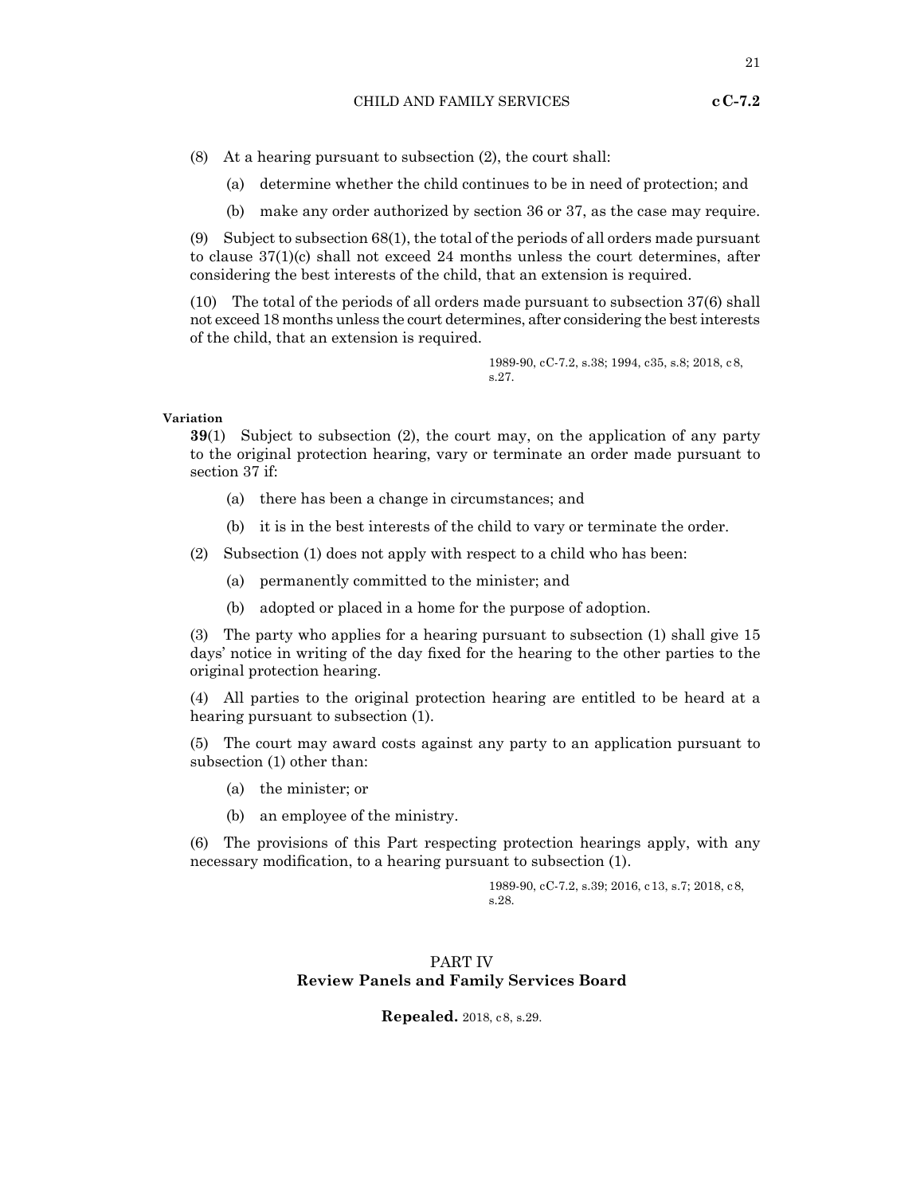(8) At a hearing pursuant to subsection (2), the court shall:

(a) determine whether the child continues to be in need of protection; and

(b) make any order authorized by section 36 or 37, as the case may require.

(9) Subject to subsection 68(1), the total of the periods of all orders made pursuant to clause 37(1)(c) shall not exceed 24 months unless the court determines, after considering the best interests of the child, that an extension is required.

(10) The total of the periods of all orders made pursuant to subsection 37(6) shall not exceed 18 months unless the court determines, after considering the best interests of the child, that an extension is required.

1989-90, cC-7.2, s.38; 1994, c35, s.8; 2018, c8, s.27.

**Variation**

**39**(1) Subject to subsection (2), the court may, on the application of any party to the original protection hearing, vary or terminate an order made pursuant to section 37 if:

(a) there has been a change in circumstances; and

(b) it is in the best interests of the child to vary or terminate the order.

(2) Subsection (1) does not apply with respect to a child who has been:

(a) permanently committed to the minister; and

(b) adopted or placed in a home for the purpose of adoption.

(3) The party who applies for a hearing pursuant to subsection (1) shall give 15 days' notice in writing of the day fixed for the hearing to the other parties to the original protection hearing.

(4) All parties to the original protection hearing are entitled to be heard at a hearing pursuant to subsection (1).

(5) The court may award costs against any party to an application pursuant to subsection (1) other than:

(a) the minister; or

(b) an employee of the ministry.

(6) The provisions of this Part respecting protection hearings apply, with any necessary modification, to a hearing pursuant to subsection (1).

1989-90, cC-7.2, s.39; 2016, c13, s.7; 2018, c8, s.28.

## PART IV
## Review Panels and Family Services Board

**Repealed.** 2018, c8, s.29.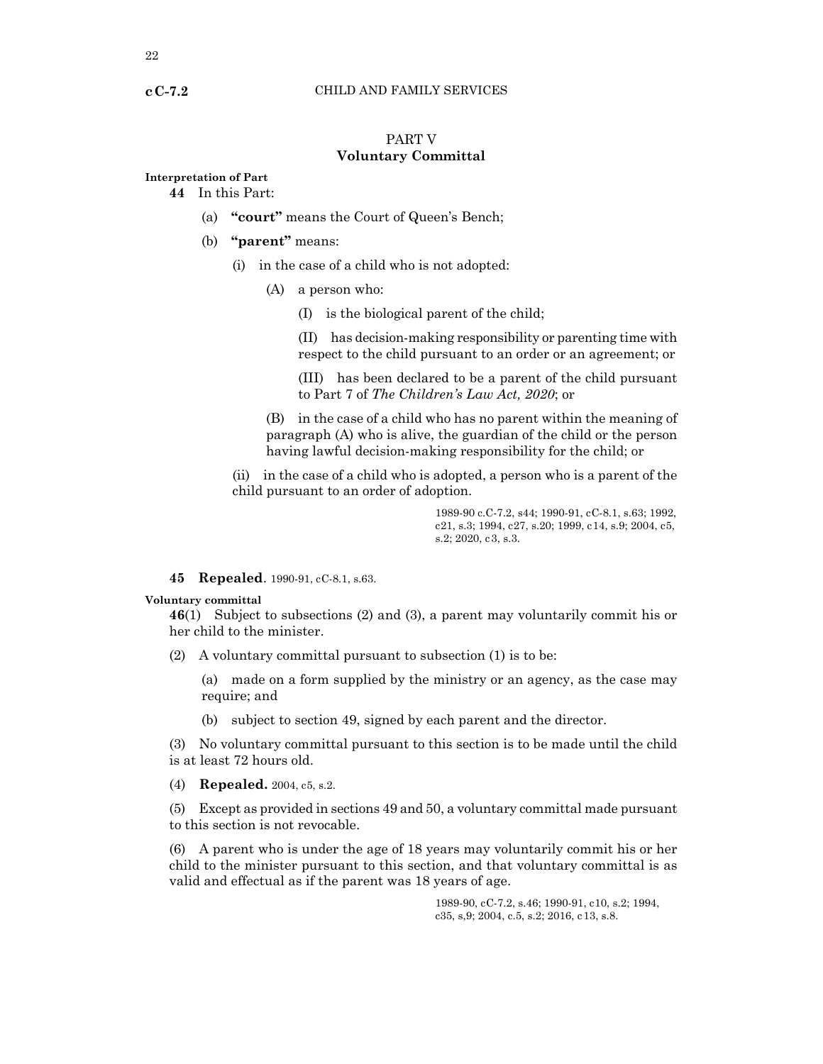# PART V
## Voluntary Committal

**Interpretation of Part**

**44** In this Part:

(a) **"court"** means the Court of Queen's Bench;

(b) **"parent"** means:

(i) in the case of a child who is not adopted:

(A) a person who:

(I) is the biological parent of the child;

(II) has decision-making responsibility or parenting time with respect to the child pursuant to an order or an agreement; or

(III) has been declared to be a parent of the child pursuant to Part 7 of *The Children's Law Act, 2020*; or

(B) in the case of a child who has no parent within the meaning of paragraph (A) who is alive, the guardian of the child or the person having lawful decision-making responsibility for the child; or

(ii) in the case of a child who is adopted, a person who is a parent of the child pursuant to an order of adoption.

1989-90 c.C-7.2, s44; 1990-91, cC-8.1, s.63; 1992, c21, s.3; 1994, c27, s.20; 1999, c14, s.9; 2004, c5, s.2; 2020, c3, s.3.

**45 Repealed**. 1990-91, cC-8.1, s.63.

**Voluntary committal**

**46**(1) Subject to subsections (2) and (3), a parent may voluntarily commit his or her child to the minister.

(2) A voluntary committal pursuant to subsection (1) is to be:

(a) made on a form supplied by the ministry or an agency, as the case may require; and

(b) subject to section 49, signed by each parent and the director.

(3) No voluntary committal pursuant to this section is to be made until the child is at least 72 hours old.

(4) **Repealed.** 2004, c5, s.2.

(5) Except as provided in sections 49 and 50, a voluntary committal made pursuant to this section is not revocable.

(6) A parent who is under the age of 18 years may voluntarily commit his or her child to the minister pursuant to this section, and that voluntary committal is as valid and effectual as if the parent was 18 years of age.

1989-90, cC-7.2, s.46; 1990-91, c10, s.2; 1994, c35, s,9; 2004, c.5, s.2; 2016, c13, s.8.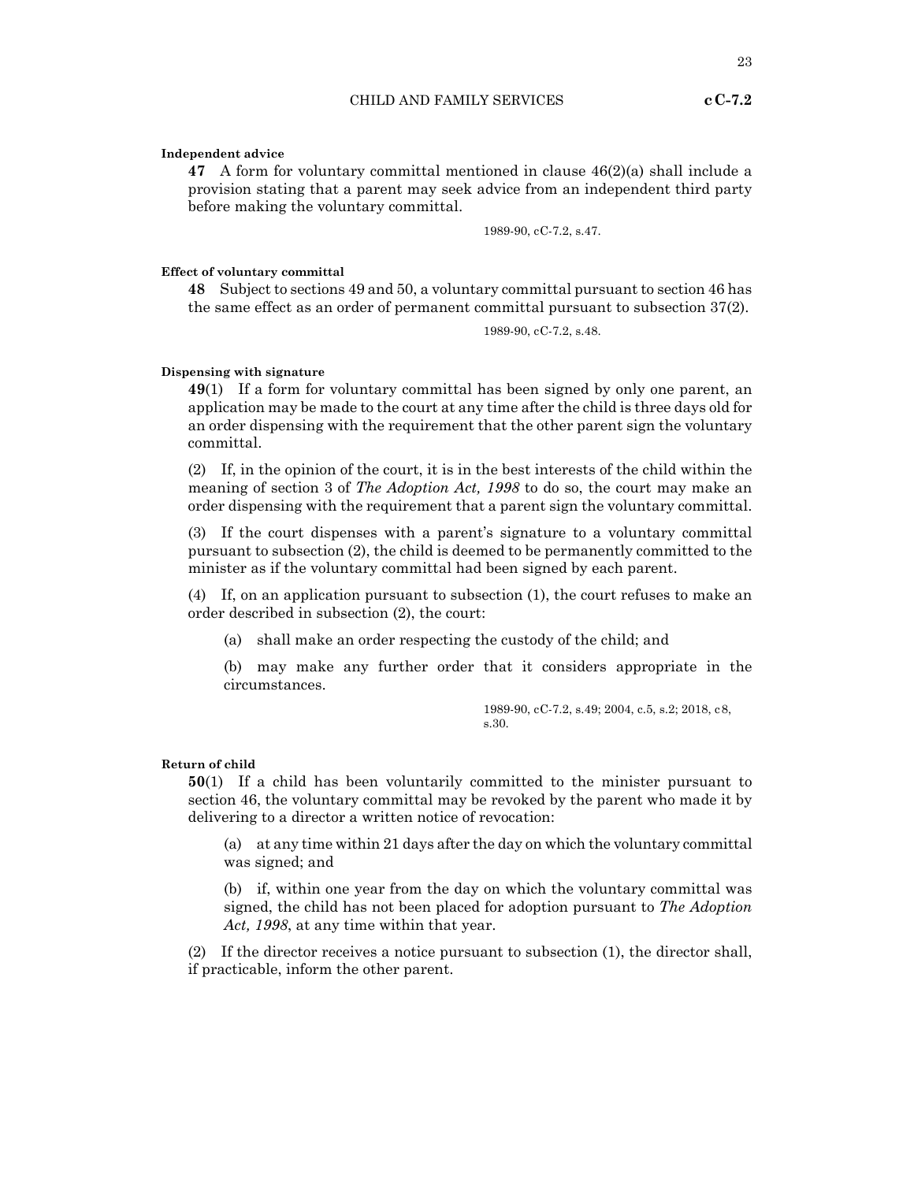**Independent advice**

**47** A form for voluntary committal mentioned in clause 46(2)(a) shall include a provision stating that a parent may seek advice from an independent third party before making the voluntary committal.

1989-90, cC-7.2, s.47.

**Effect of voluntary committal**

**48** Subject to sections 49 and 50, a voluntary committal pursuant to section 46 has the same effect as an order of permanent committal pursuant to subsection 37(2).

1989-90, cC-7.2, s.48.

**Dispensing with signature**

**49**(1) If a form for voluntary committal has been signed by only one parent, an application may be made to the court at any time after the child is three days old for an order dispensing with the requirement that the other parent sign the voluntary committal.

(2) If, in the opinion of the court, it is in the best interests of the child within the meaning of section 3 of *The Adoption Act, 1998* to do so, the court may make an order dispensing with the requirement that a parent sign the voluntary committal.

(3) If the court dispenses with a parent's signature to a voluntary committal pursuant to subsection (2), the child is deemed to be permanently committed to the minister as if the voluntary committal had been signed by each parent.

(4) If, on an application pursuant to subsection (1), the court refuses to make an order described in subsection (2), the court:

(a) shall make an order respecting the custody of the child; and

(b) may make any further order that it considers appropriate in the circumstances.

1989-90, cC-7.2, s.49; 2004, c.5, s.2; 2018, c8, s.30.

**Return of child**

**50**(1) If a child has been voluntarily committed to the minister pursuant to section 46, the voluntary committal may be revoked by the parent who made it by delivering to a director a written notice of revocation:

(a) at any time within 21 days after the day on which the voluntary committal was signed; and

(b) if, within one year from the day on which the voluntary committal was signed, the child has not been placed for adoption pursuant to *The Adoption Act, 1998*, at any time within that year.

(2) If the director receives a notice pursuant to subsection (1), the director shall, if practicable, inform the other parent.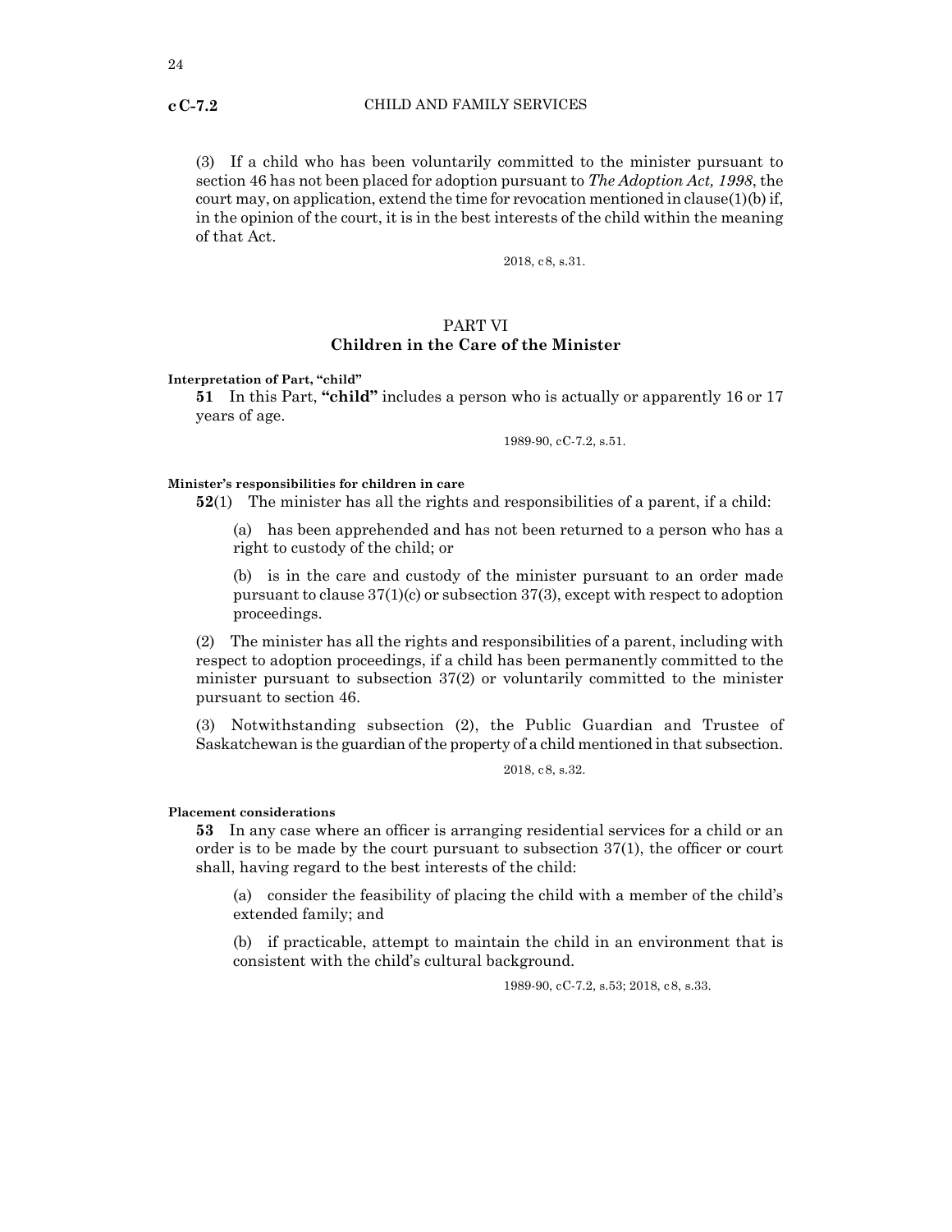(3) If a child who has been voluntarily committed to the minister pursuant to section 46 has not been placed for adoption pursuant to *The Adoption Act, 1998*, the court may, on application, extend the time for revocation mentioned in clause(1)(b) if, in the opinion of the court, it is in the best interests of the child within the meaning of that Act.

2018, c8, s.31.

## PART VI
## Children in the Care of the Minister

**Interpretation of Part, "child"**

**51** In this Part, **"child"** includes a person who is actually or apparently 16 or 17 years of age.

1989-90, cC-7.2, s.51.

**Minister's responsibilities for children in care**

**52**(1) The minister has all the rights and responsibilities of a parent, if a child:

(a) has been apprehended and has not been returned to a person who has a right to custody of the child; or

(b) is in the care and custody of the minister pursuant to an order made pursuant to clause 37(1)(c) or subsection 37(3), except with respect to adoption proceedings.

(2) The minister has all the rights and responsibilities of a parent, including with respect to adoption proceedings, if a child has been permanently committed to the minister pursuant to subsection 37(2) or voluntarily committed to the minister pursuant to section 46.

(3) Notwithstanding subsection (2), the Public Guardian and Trustee of Saskatchewan is the guardian of the property of a child mentioned in that subsection.

2018, c8, s.32.

**Placement considerations**

**53** In any case where an officer is arranging residential services for a child or an order is to be made by the court pursuant to subsection 37(1), the officer or court shall, having regard to the best interests of the child:

(a) consider the feasibility of placing the child with a member of the child's extended family; and

(b) if practicable, attempt to maintain the child in an environment that is consistent with the child's cultural background.

1989-90, cC-7.2, s.53; 2018, c8, s.33.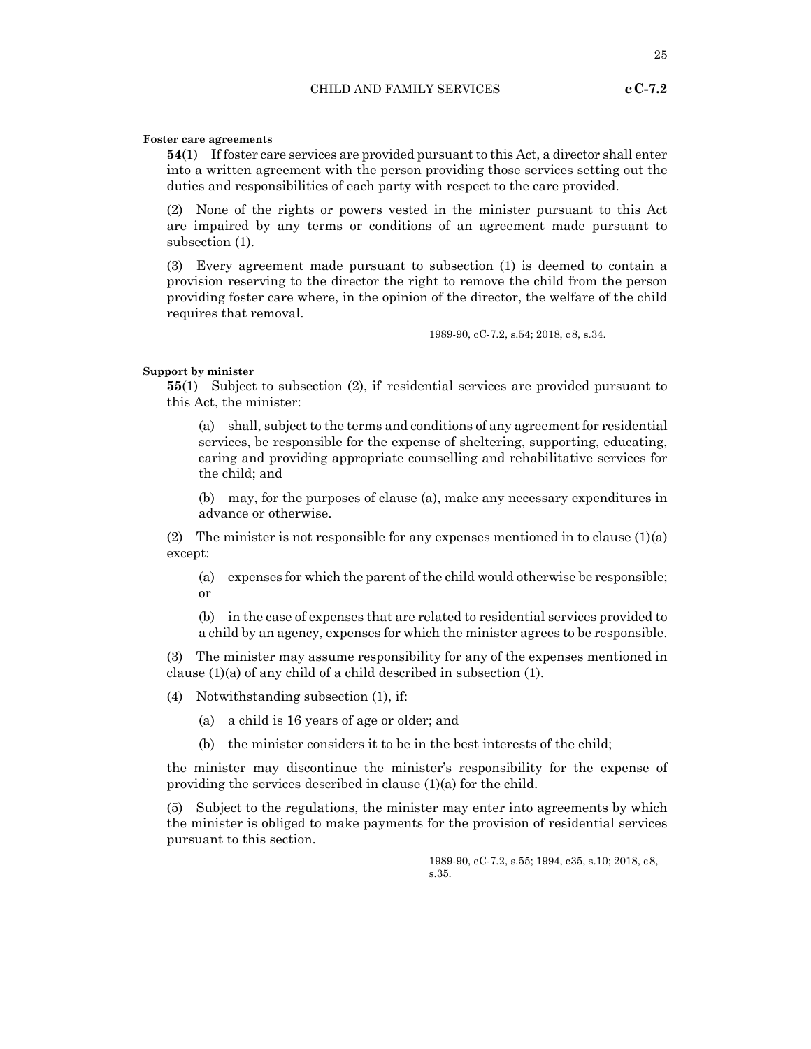**Foster care agreements**

**54**(1) If foster care services are provided pursuant to this Act, a director shall enter into a written agreement with the person providing those services setting out the duties and responsibilities of each party with respect to the care provided.

(2) None of the rights or powers vested in the minister pursuant to this Act are impaired by any terms or conditions of an agreement made pursuant to subsection (1).

(3) Every agreement made pursuant to subsection (1) is deemed to contain a provision reserving to the director the right to remove the child from the person providing foster care where, in the opinion of the director, the welfare of the child requires that removal.

1989-90, cC-7.2, s.54; 2018, c8, s.34.

**Support by minister**

**55**(1) Subject to subsection (2), if residential services are provided pursuant to this Act, the minister:

(a) shall, subject to the terms and conditions of any agreement for residential services, be responsible for the expense of sheltering, supporting, educating, caring and providing appropriate counselling and rehabilitative services for the child; and

(b) may, for the purposes of clause (a), make any necessary expenditures in advance or otherwise.

(2) The minister is not responsible for any expenses mentioned in to clause (1)(a) except:

(a) expenses for which the parent of the child would otherwise be responsible; or

(b) in the case of expenses that are related to residential services provided to a child by an agency, expenses for which the minister agrees to be responsible.

(3) The minister may assume responsibility for any of the expenses mentioned in clause (1)(a) of any child of a child described in subsection (1).

(4) Notwithstanding subsection (1), if:

(a) a child is 16 years of age or older; and

(b) the minister considers it to be in the best interests of the child;

the minister may discontinue the minister's responsibility for the expense of providing the services described in clause (1)(a) for the child.

(5) Subject to the regulations, the minister may enter into agreements by which the minister is obliged to make payments for the provision of residential services pursuant to this section.

1989-90, cC-7.2, s.55; 1994, c35, s.10; 2018, c8, s.35.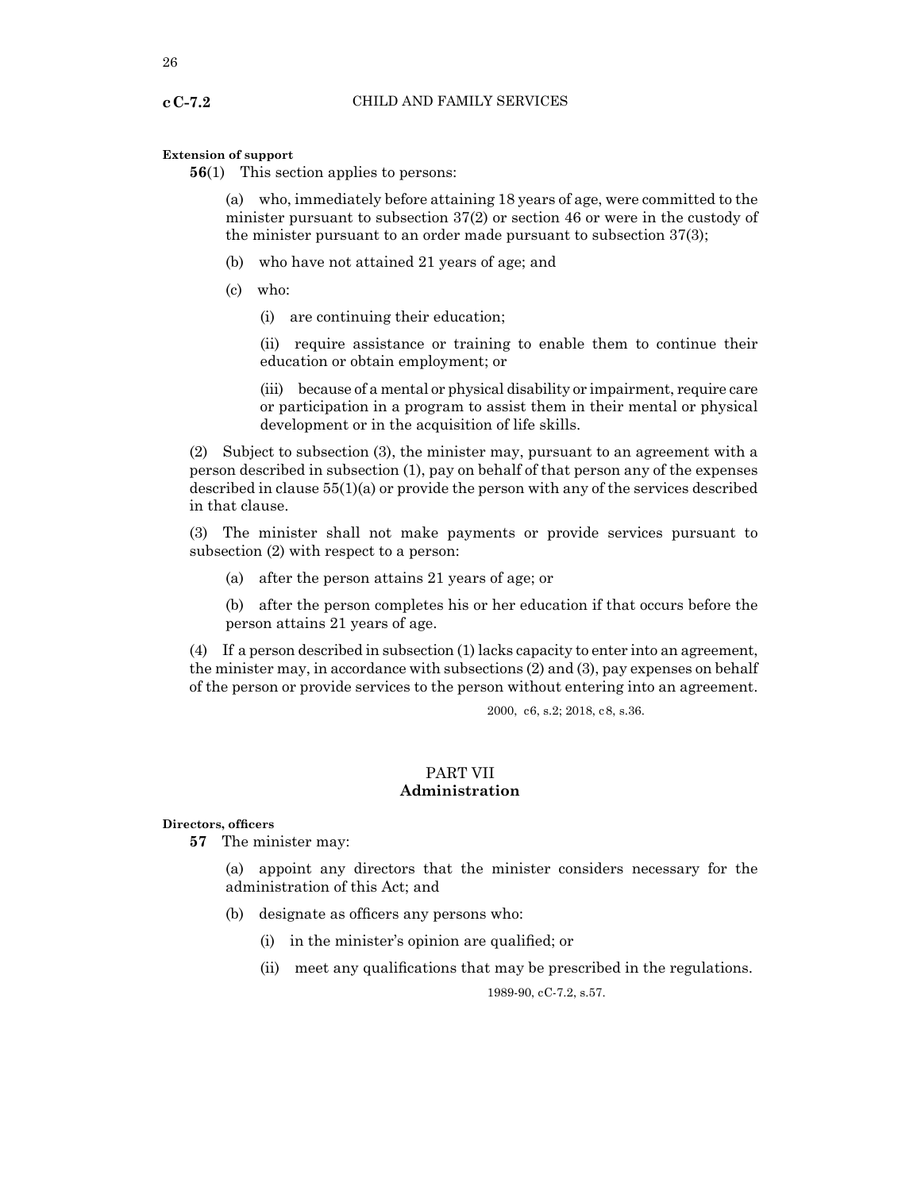**Extension of support**

**56**(1) This section applies to persons:

(a) who, immediately before attaining 18 years of age, were committed to the minister pursuant to subsection 37(2) or section 46 or were in the custody of the minister pursuant to an order made pursuant to subsection 37(3);

(b) who have not attained 21 years of age; and

(c) who:

(i) are continuing their education;

(ii) require assistance or training to enable them to continue their education or obtain employment; or

(iii) because of a mental or physical disability or impairment, require care or participation in a program to assist them in their mental or physical development or in the acquisition of life skills.

(2) Subject to subsection (3), the minister may, pursuant to an agreement with a person described in subsection (1), pay on behalf of that person any of the expenses described in clause 55(1)(a) or provide the person with any of the services described in that clause.

(3) The minister shall not make payments or provide services pursuant to subsection (2) with respect to a person:

(a) after the person attains 21 years of age; or

(b) after the person completes his or her education if that occurs before the person attains 21 years of age.

(4) If a person described in subsection (1) lacks capacity to enter into an agreement, the minister may, in accordance with subsections (2) and (3), pay expenses on behalf of the person or provide services to the person without entering into an agreement.

2000, c6, s.2; 2018, c8, s.36.

## PART VII
## Administration

**Directors, officers**

**57** The minister may:

(a) appoint any directors that the minister considers necessary for the administration of this Act; and

(b) designate as officers any persons who:

(i) in the minister's opinion are qualified; or

(ii) meet any qualifications that may be prescribed in the regulations.

1989-90, cC-7.2, s.57.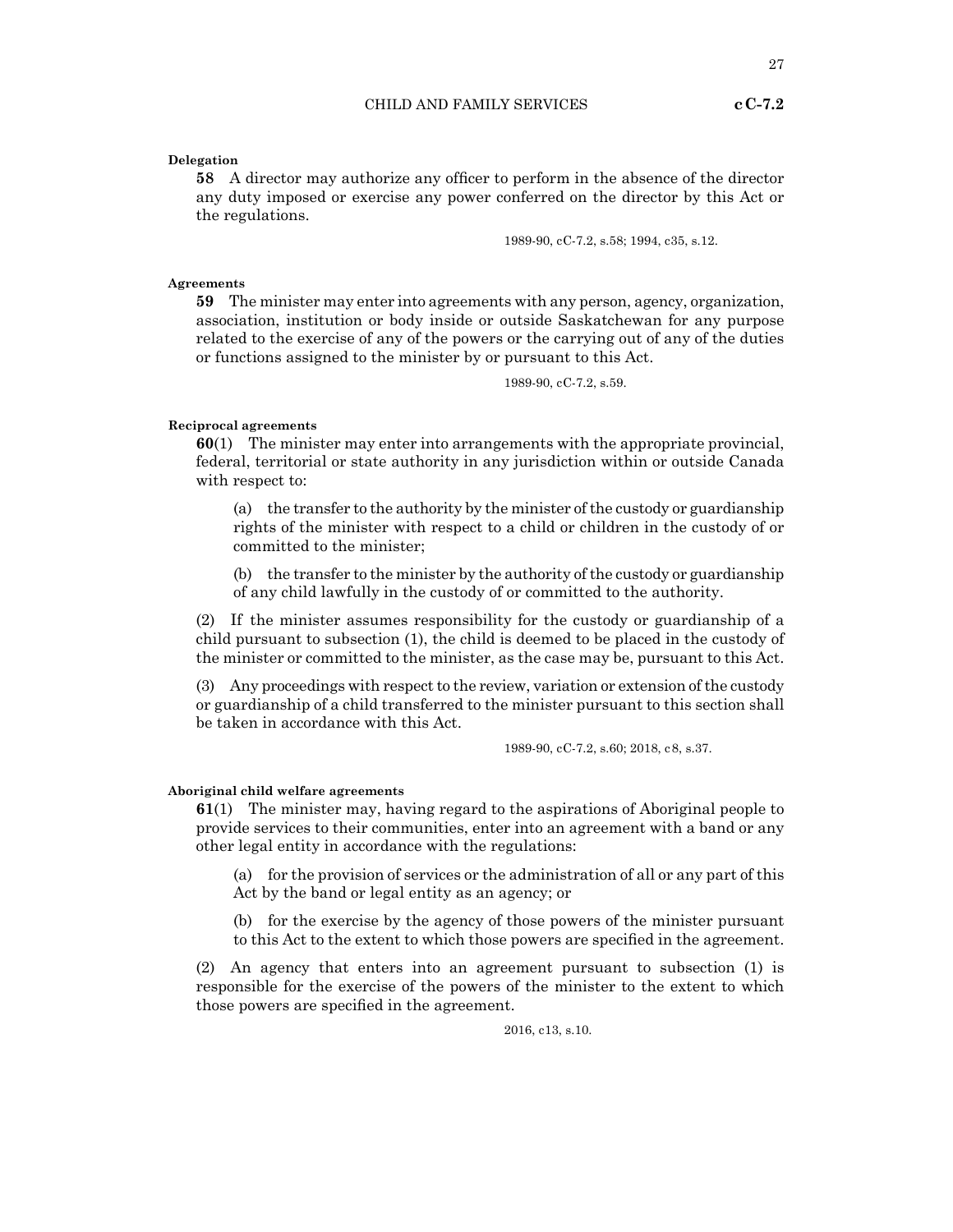**Delegation**

**58** A director may authorize any officer to perform in the absence of the director any duty imposed or exercise any power conferred on the director by this Act or the regulations.

1989-90, cC-7.2, s.58; 1994, c35, s.12.

**Agreements**

**59** The minister may enter into agreements with any person, agency, organization, association, institution or body inside or outside Saskatchewan for any purpose related to the exercise of any of the powers or the carrying out of any of the duties or functions assigned to the minister by or pursuant to this Act.

1989-90, cC-7.2, s.59.

**Reciprocal agreements**

**60**(1) The minister may enter into arrangements with the appropriate provincial, federal, territorial or state authority in any jurisdiction within or outside Canada with respect to:

(a) the transfer to the authority by the minister of the custody or guardianship rights of the minister with respect to a child or children in the custody of or committed to the minister;

(b) the transfer to the minister by the authority of the custody or guardianship of any child lawfully in the custody of or committed to the authority.

(2) If the minister assumes responsibility for the custody or guardianship of a child pursuant to subsection (1), the child is deemed to be placed in the custody of the minister or committed to the minister, as the case may be, pursuant to this Act.

(3) Any proceedings with respect to the review, variation or extension of the custody or guardianship of a child transferred to the minister pursuant to this section shall be taken in accordance with this Act.

1989-90, cC-7.2, s.60; 2018, c8, s.37.

**Aboriginal child welfare agreements**

**61**(1) The minister may, having regard to the aspirations of Aboriginal people to provide services to their communities, enter into an agreement with a band or any other legal entity in accordance with the regulations:

(a) for the provision of services or the administration of all or any part of this Act by the band or legal entity as an agency; or

(b) for the exercise by the agency of those powers of the minister pursuant to this Act to the extent to which those powers are specified in the agreement.

(2) An agency that enters into an agreement pursuant to subsection (1) is responsible for the exercise of the powers of the minister to the extent to which those powers are specified in the agreement.

2016, c13, s.10.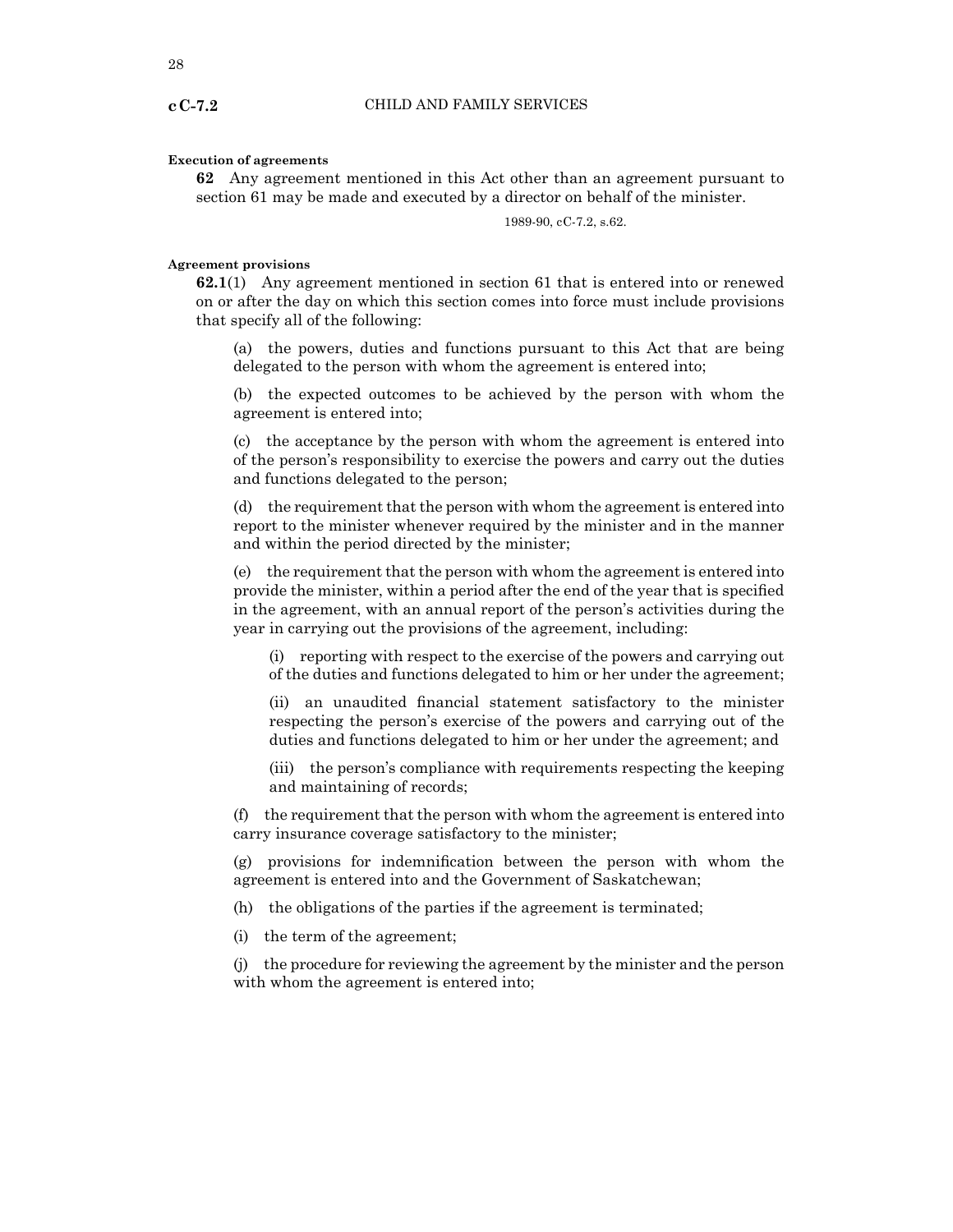**Execution of agreements**

**62** Any agreement mentioned in this Act other than an agreement pursuant to section 61 may be made and executed by a director on behalf of the minister.

1989-90, cC-7.2, s.62.

**Agreement provisions**

**62.1**(1) Any agreement mentioned in section 61 that is entered into or renewed on or after the day on which this section comes into force must include provisions that specify all of the following:

(a) the powers, duties and functions pursuant to this Act that are being delegated to the person with whom the agreement is entered into;

(b) the expected outcomes to be achieved by the person with whom the agreement is entered into;

(c) the acceptance by the person with whom the agreement is entered into of the person's responsibility to exercise the powers and carry out the duties and functions delegated to the person;

(d) the requirement that the person with whom the agreement is entered into report to the minister whenever required by the minister and in the manner and within the period directed by the minister;

(e) the requirement that the person with whom the agreement is entered into provide the minister, within a period after the end of the year that is specified in the agreement, with an annual report of the person's activities during the year in carrying out the provisions of the agreement, including:

(i) reporting with respect to the exercise of the powers and carrying out of the duties and functions delegated to him or her under the agreement;

(ii) an unaudited financial statement satisfactory to the minister respecting the person's exercise of the powers and carrying out of the duties and functions delegated to him or her under the agreement; and

(iii) the person's compliance with requirements respecting the keeping and maintaining of records;

(f) the requirement that the person with whom the agreement is entered into carry insurance coverage satisfactory to the minister;

(g) provisions for indemnification between the person with whom the agreement is entered into and the Government of Saskatchewan;

(h) the obligations of the parties if the agreement is terminated;

(i) the term of the agreement;

(j) the procedure for reviewing the agreement by the minister and the person with whom the agreement is entered into;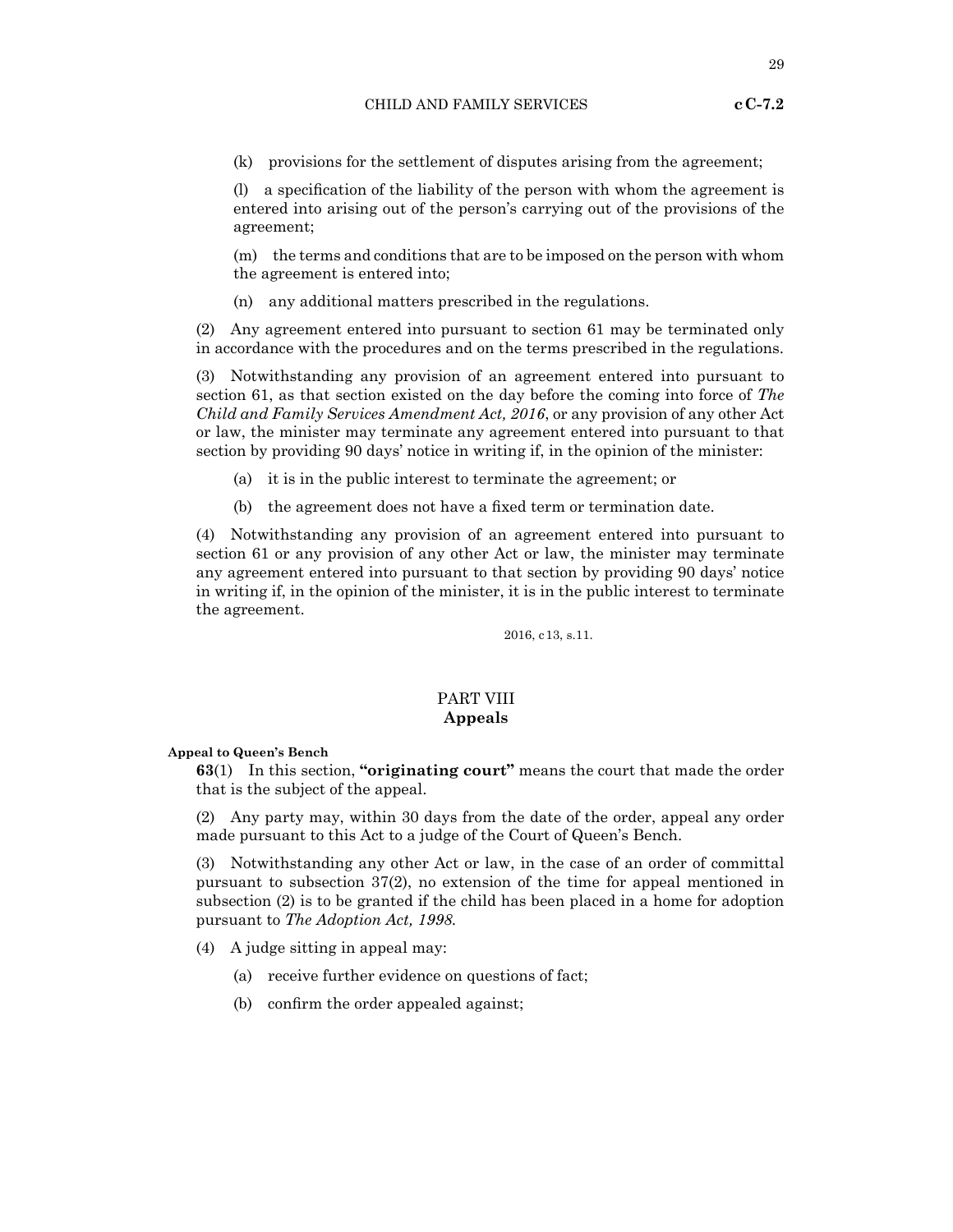(k) provisions for the settlement of disputes arising from the agreement;

(l) a specification of the liability of the person with whom the agreement is entered into arising out of the person's carrying out of the provisions of the agreement;

(m) the terms and conditions that are to be imposed on the person with whom the agreement is entered into;

(n) any additional matters prescribed in the regulations.

(2) Any agreement entered into pursuant to section 61 may be terminated only in accordance with the procedures and on the terms prescribed in the regulations.

(3) Notwithstanding any provision of an agreement entered into pursuant to section 61, as that section existed on the day before the coming into force of *The Child and Family Services Amendment Act, 2016*, or any provision of any other Act or law, the minister may terminate any agreement entered into pursuant to that section by providing 90 days' notice in writing if, in the opinion of the minister:

(a) it is in the public interest to terminate the agreement; or

(b) the agreement does not have a fixed term or termination date.

(4) Notwithstanding any provision of an agreement entered into pursuant to section 61 or any provision of any other Act or law, the minister may terminate any agreement entered into pursuant to that section by providing 90 days' notice in writing if, in the opinion of the minister, it is in the public interest to terminate the agreement.

2016, c 13, s.11.

## PART VIII
## Appeals

**Appeal to Queen's Bench**

**63**(1) In this section, **"originating court"** means the court that made the order that is the subject of the appeal.

(2) Any party may, within 30 days from the date of the order, appeal any order made pursuant to this Act to a judge of the Court of Queen's Bench.

(3) Notwithstanding any other Act or law, in the case of an order of committal pursuant to subsection 37(2), no extension of the time for appeal mentioned in subsection (2) is to be granted if the child has been placed in a home for adoption pursuant to *The Adoption Act, 1998*.

(4) A judge sitting in appeal may:

(a) receive further evidence on questions of fact;

(b) confirm the order appealed against;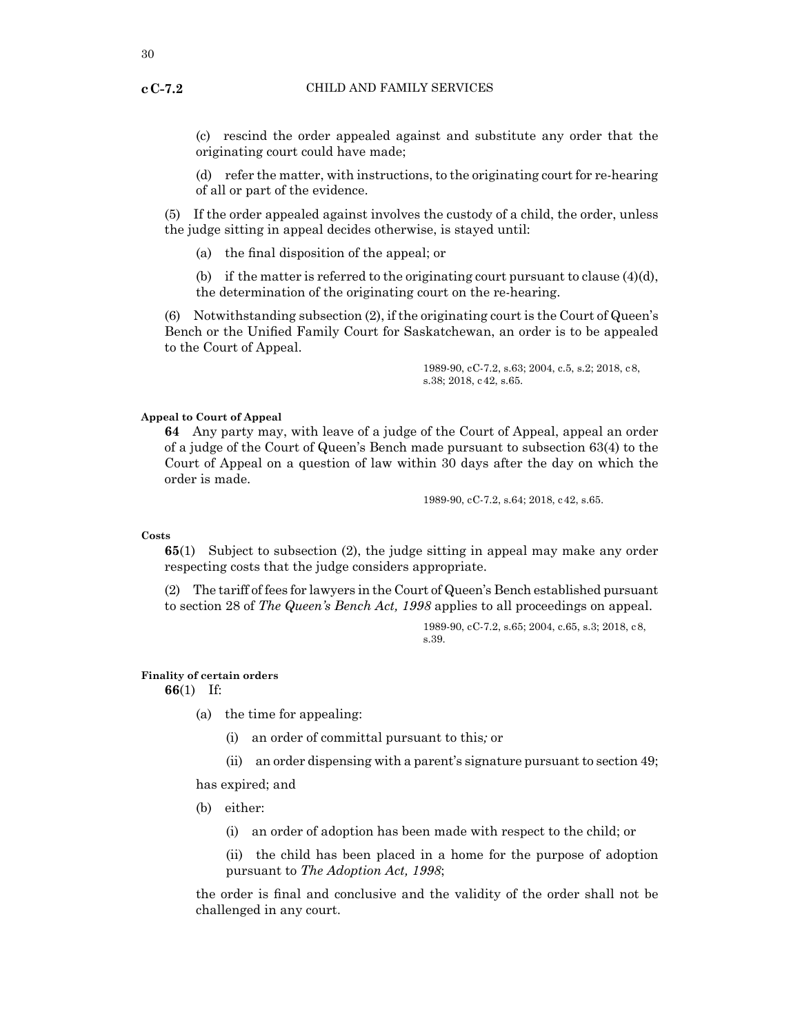(c) rescind the order appealed against and substitute any order that the originating court could have made;

(d) refer the matter, with instructions, to the originating court for re-hearing of all or part of the evidence.

(5) If the order appealed against involves the custody of a child, the order, unless the judge sitting in appeal decides otherwise, is stayed until:

(a) the final disposition of the appeal; or

(b) if the matter is referred to the originating court pursuant to clause (4)(d), the determination of the originating court on the re-hearing.

(6) Notwithstanding subsection (2), if the originating court is the Court of Queen's Bench or the Unified Family Court for Saskatchewan, an order is to be appealed to the Court of Appeal.

1989-90, cC-7.2, s.63; 2004, c.5, s.2; 2018, c8, s.38; 2018, c42, s.65.

**Appeal to Court of Appeal**

**64** Any party may, with leave of a judge of the Court of Appeal, appeal an order of a judge of the Court of Queen's Bench made pursuant to subsection 63(4) to the Court of Appeal on a question of law within 30 days after the day on which the order is made.

1989-90, cC-7.2, s.64; 2018, c42, s.65.

**Costs**

**65**(1) Subject to subsection (2), the judge sitting in appeal may make any order respecting costs that the judge considers appropriate.

(2) The tariff of fees for lawyers in the Court of Queen's Bench established pursuant to section 28 of *The Queen's Bench Act, 1998* applies to all proceedings on appeal.

1989-90, cC-7.2, s.65; 2004, c.65, s.3; 2018, c8, s.39.

**Finality of certain orders**

**66**(1) If:

(a) the time for appealing:

(i) an order of committal pursuant to this*;* or

(ii) an order dispensing with a parent's signature pursuant to section 49;

has expired; and

(b) either:

(i) an order of adoption has been made with respect to the child; or

(ii) the child has been placed in a home for the purpose of adoption pursuant to *The Adoption Act, 1998*;

the order is final and conclusive and the validity of the order shall not be challenged in any court.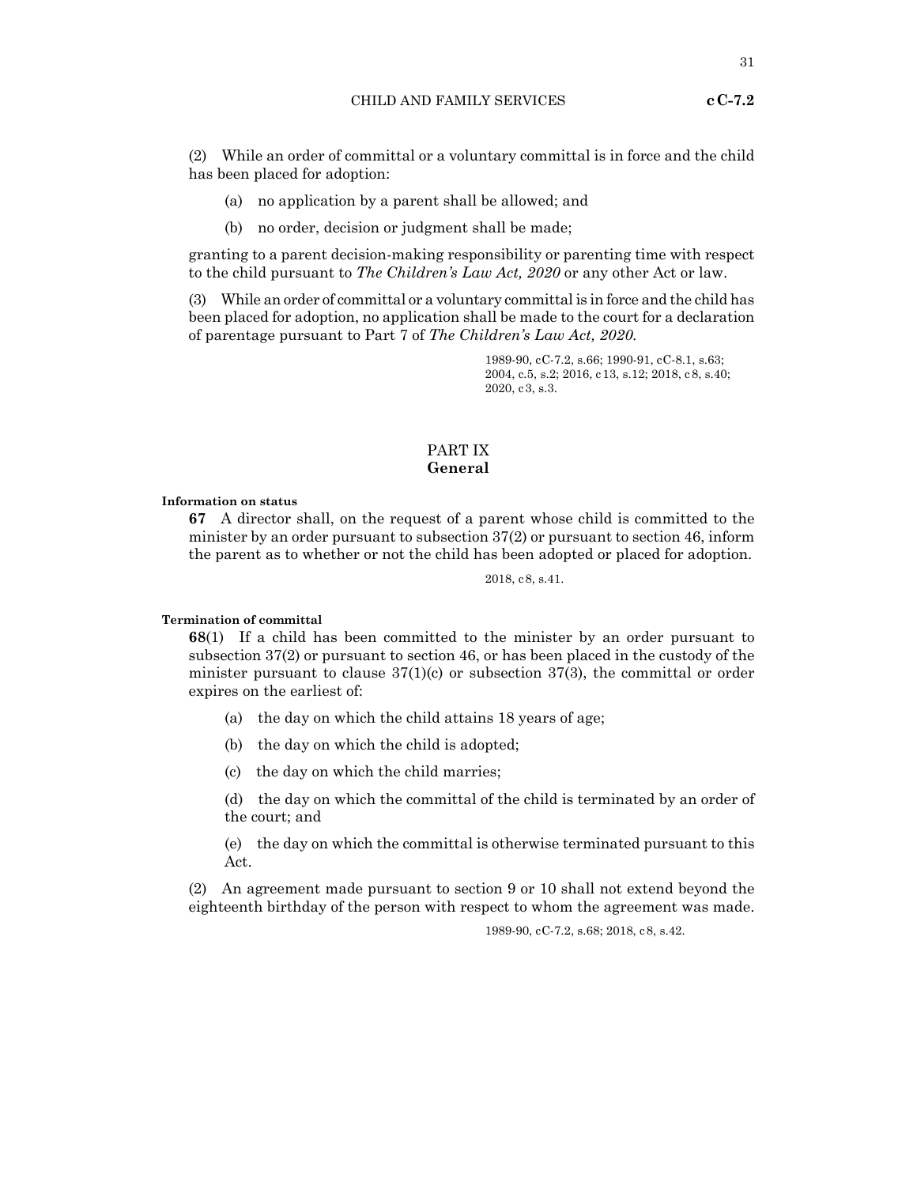(2) While an order of committal or a voluntary committal is in force and the child has been placed for adoption:

(a) no application by a parent shall be allowed; and

(b) no order, decision or judgment shall be made;

granting to a parent decision-making responsibility or parenting time with respect to the child pursuant to *The Children's Law Act, 2020* or any other Act or law.

(3) While an order of committal or a voluntary committal is in force and the child has been placed for adoption, no application shall be made to the court for a declaration of parentage pursuant to Part 7 of *The Children's Law Act, 2020*.

1989-90, cC-7.2, s.66; 1990-91, cC-8.1, s.63; 2004, c.5, s.2; 2016, c13, s.12; 2018, c8, s.40; 2020, c3, s.3.

## PART IX
## General

**Information on status**

**67** A director shall, on the request of a parent whose child is committed to the minister by an order pursuant to subsection 37(2) or pursuant to section 46, inform the parent as to whether or not the child has been adopted or placed for adoption.

2018, c8, s.41.

**Termination of committal**

**68**(1) If a child has been committed to the minister by an order pursuant to subsection 37(2) or pursuant to section 46, or has been placed in the custody of the minister pursuant to clause 37(1)(c) or subsection 37(3), the committal or order expires on the earliest of:

(a) the day on which the child attains 18 years of age;

(b) the day on which the child is adopted;

(c) the day on which the child marries;

(d) the day on which the committal of the child is terminated by an order of the court; and

(e) the day on which the committal is otherwise terminated pursuant to this Act.

(2) An agreement made pursuant to section 9 or 10 shall not extend beyond the eighteenth birthday of the person with respect to whom the agreement was made.

1989-90, cC-7.2, s.68; 2018, c8, s.42.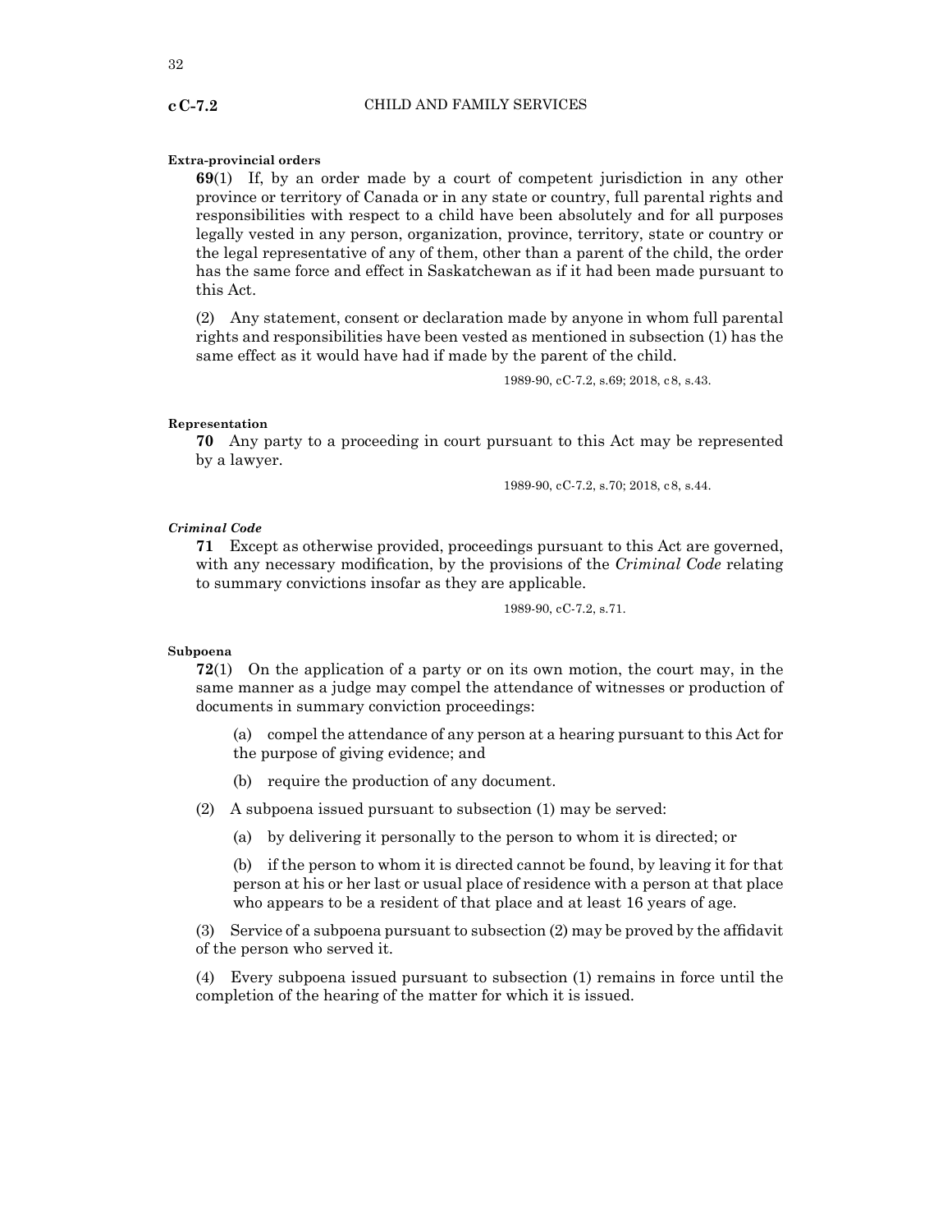**Extra-provincial orders**

**69**(1) If, by an order made by a court of competent jurisdiction in any other province or territory of Canada or in any state or country, full parental rights and responsibilities with respect to a child have been absolutely and for all purposes legally vested in any person, organization, province, territory, state or country or the legal representative of any of them, other than a parent of the child, the order has the same force and effect in Saskatchewan as if it had been made pursuant to this Act.

(2) Any statement, consent or declaration made by anyone in whom full parental rights and responsibilities have been vested as mentioned in subsection (1) has the same effect as it would have had if made by the parent of the child.

1989-90, cC-7.2, s.69; 2018, c8, s.43.

**Representation**

**70** Any party to a proceeding in court pursuant to this Act may be represented by a lawyer.

1989-90, cC-7.2, s.70; 2018, c8, s.44.

***Criminal Code***

**71** Except as otherwise provided, proceedings pursuant to this Act are governed, with any necessary modification, by the provisions of the *Criminal Code* relating to summary convictions insofar as they are applicable.

1989-90, cC-7.2, s.71.

**Subpoena**

**72**(1) On the application of a party or on its own motion, the court may, in the same manner as a judge may compel the attendance of witnesses or production of documents in summary conviction proceedings:

(a) compel the attendance of any person at a hearing pursuant to this Act for the purpose of giving evidence; and

(b) require the production of any document.

(2) A subpoena issued pursuant to subsection (1) may be served:

(a) by delivering it personally to the person to whom it is directed; or

(b) if the person to whom it is directed cannot be found, by leaving it for that person at his or her last or usual place of residence with a person at that place who appears to be a resident of that place and at least 16 years of age.

(3) Service of a subpoena pursuant to subsection (2) may be proved by the affidavit of the person who served it.

(4) Every subpoena issued pursuant to subsection (1) remains in force until the completion of the hearing of the matter for which it is issued.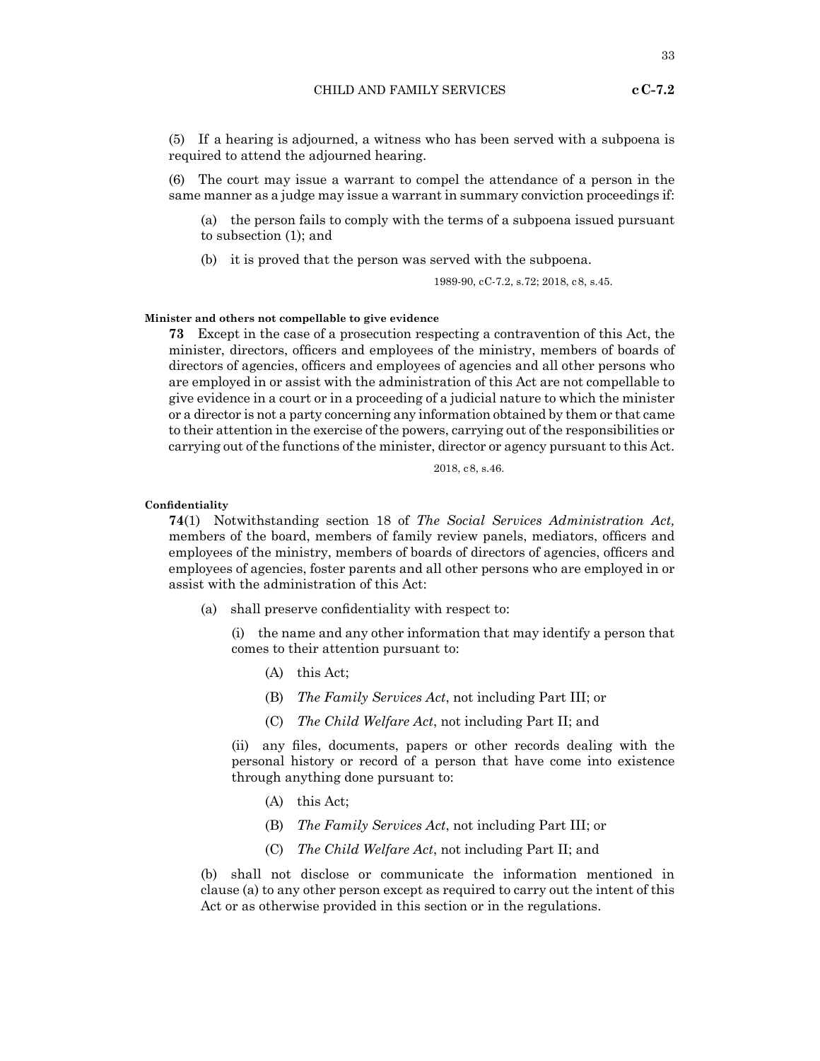(5) If a hearing is adjourned, a witness who has been served with a subpoena is required to attend the adjourned hearing.

(6) The court may issue a warrant to compel the attendance of a person in the same manner as a judge may issue a warrant in summary conviction proceedings if:

(a) the person fails to comply with the terms of a subpoena issued pursuant to subsection (1); and

(b) it is proved that the person was served with the subpoena.

1989-90, cC-7.2, s.72; 2018, c8, s.45.

**Minister and others not compellable to give evidence**

**73** Except in the case of a prosecution respecting a contravention of this Act, the minister, directors, officers and employees of the ministry, members of boards of directors of agencies, officers and employees of agencies and all other persons who are employed in or assist with the administration of this Act are not compellable to give evidence in a court or in a proceeding of a judicial nature to which the minister or a director is not a party concerning any information obtained by them or that came to their attention in the exercise of the powers, carrying out of the responsibilities or carrying out of the functions of the minister, director or agency pursuant to this Act.

2018, c8, s.46.

**Confidentiality**

**74**(1) Notwithstanding section 18 of *The Social Services Administration Act,* members of the board, members of family review panels, mediators, officers and employees of the ministry, members of boards of directors of agencies, officers and employees of agencies, foster parents and all other persons who are employed in or assist with the administration of this Act:

(a) shall preserve confidentiality with respect to:

(i) the name and any other information that may identify a person that comes to their attention pursuant to:

(A) this Act;

(B) *The Family Services Act*, not including Part III; or

(C) *The Child Welfare Act*, not including Part II; and

(ii) any files, documents, papers or other records dealing with the personal history or record of a person that have come into existence through anything done pursuant to:

(A) this Act;

(B) *The Family Services Act*, not including Part III; or

(C) *The Child Welfare Act*, not including Part II; and

(b) shall not disclose or communicate the information mentioned in clause (a) to any other person except as required to carry out the intent of this Act or as otherwise provided in this section or in the regulations.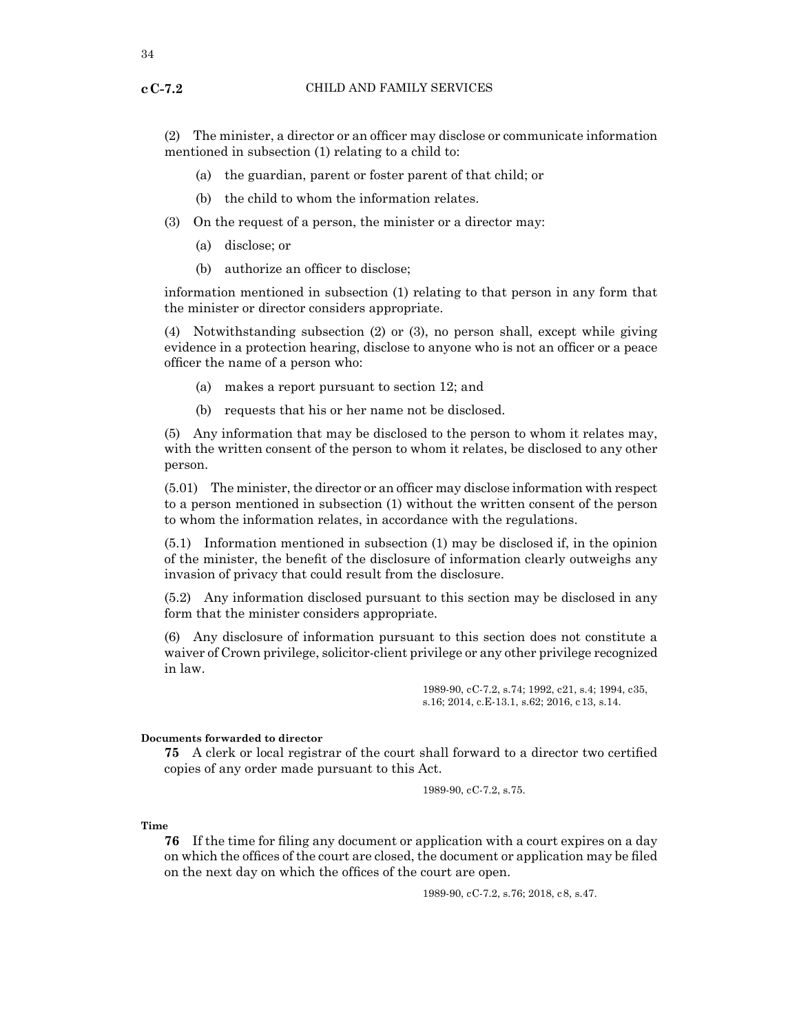(2) The minister, a director or an officer may disclose or communicate information mentioned in subsection (1) relating to a child to:

(a) the guardian, parent or foster parent of that child; or

(b) the child to whom the information relates.

(3) On the request of a person, the minister or a director may:

(a) disclose; or

(b) authorize an officer to disclose;

information mentioned in subsection (1) relating to that person in any form that the minister or director considers appropriate.

(4) Notwithstanding subsection (2) or (3), no person shall, except while giving evidence in a protection hearing, disclose to anyone who is not an officer or a peace officer the name of a person who:

(a) makes a report pursuant to section 12; and

(b) requests that his or her name not be disclosed.

(5) Any information that may be disclosed to the person to whom it relates may, with the written consent of the person to whom it relates, be disclosed to any other person.

(5.01) The minister, the director or an officer may disclose information with respect to a person mentioned in subsection (1) without the written consent of the person to whom the information relates, in accordance with the regulations.

(5.1) Information mentioned in subsection (1) may be disclosed if, in the opinion of the minister, the benefit of the disclosure of information clearly outweighs any invasion of privacy that could result from the disclosure.

(5.2) Any information disclosed pursuant to this section may be disclosed in any form that the minister considers appropriate.

(6) Any disclosure of information pursuant to this section does not constitute a waiver of Crown privilege, solicitor-client privilege or any other privilege recognized in law.

1989-90, cC-7.2, s.74; 1992, c21, s.4; 1994, c35, s.16; 2014, c.E-13.1, s.62; 2016, c13, s.14.

**Documents forwarded to director**

**75** A clerk or local registrar of the court shall forward to a director two certified copies of any order made pursuant to this Act.

1989-90, cC-7.2, s.75.

**Time**

**76** If the time for filing any document or application with a court expires on a day on which the offices of the court are closed, the document or application may be filed on the next day on which the offices of the court are open.

1989-90, cC-7.2, s.76; 2018, c8, s.47.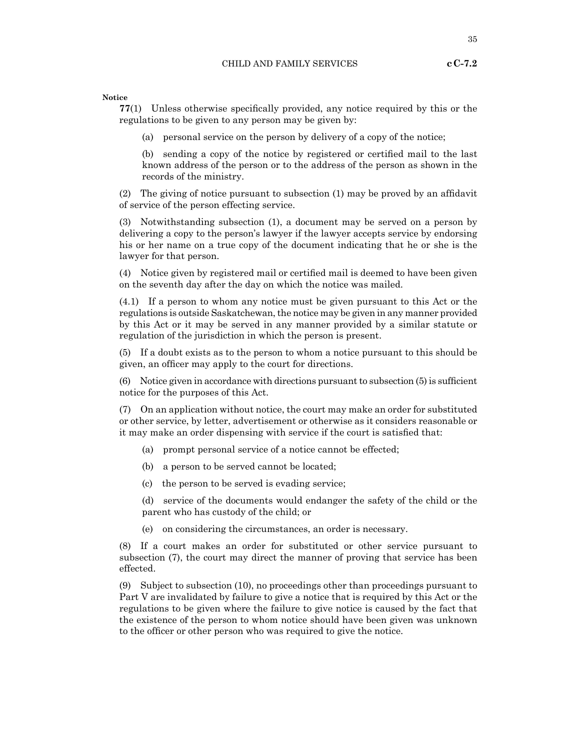**Notice**

**77**(1) Unless otherwise specifically provided, any notice required by this or the regulations to be given to any person may be given by:

(a) personal service on the person by delivery of a copy of the notice;

(b) sending a copy of the notice by registered or certified mail to the last known address of the person or to the address of the person as shown in the records of the ministry.

(2) The giving of notice pursuant to subsection (1) may be proved by an affidavit of service of the person effecting service.

(3) Notwithstanding subsection (1), a document may be served on a person by delivering a copy to the person's lawyer if the lawyer accepts service by endorsing his or her name on a true copy of the document indicating that he or she is the lawyer for that person.

(4) Notice given by registered mail or certified mail is deemed to have been given on the seventh day after the day on which the notice was mailed.

(4.1) If a person to whom any notice must be given pursuant to this Act or the regulations is outside Saskatchewan, the notice may be given in any manner provided by this Act or it may be served in any manner provided by a similar statute or regulation of the jurisdiction in which the person is present.

(5) If a doubt exists as to the person to whom a notice pursuant to this should be given, an officer may apply to the court for directions.

(6) Notice given in accordance with directions pursuant to subsection (5) is sufficient notice for the purposes of this Act.

(7) On an application without notice, the court may make an order for substituted or other service, by letter, advertisement or otherwise as it considers reasonable or it may make an order dispensing with service if the court is satisfied that:

(a) prompt personal service of a notice cannot be effected;

(b) a person to be served cannot be located;

(c) the person to be served is evading service;

(d) service of the documents would endanger the safety of the child or the parent who has custody of the child; or

(e) on considering the circumstances, an order is necessary.

(8) If a court makes an order for substituted or other service pursuant to subsection (7), the court may direct the manner of proving that service has been effected.

(9) Subject to subsection (10), no proceedings other than proceedings pursuant to Part V are invalidated by failure to give a notice that is required by this Act or the regulations to be given where the failure to give notice is caused by the fact that the existence of the person to whom notice should have been given was unknown to the officer or other person who was required to give the notice.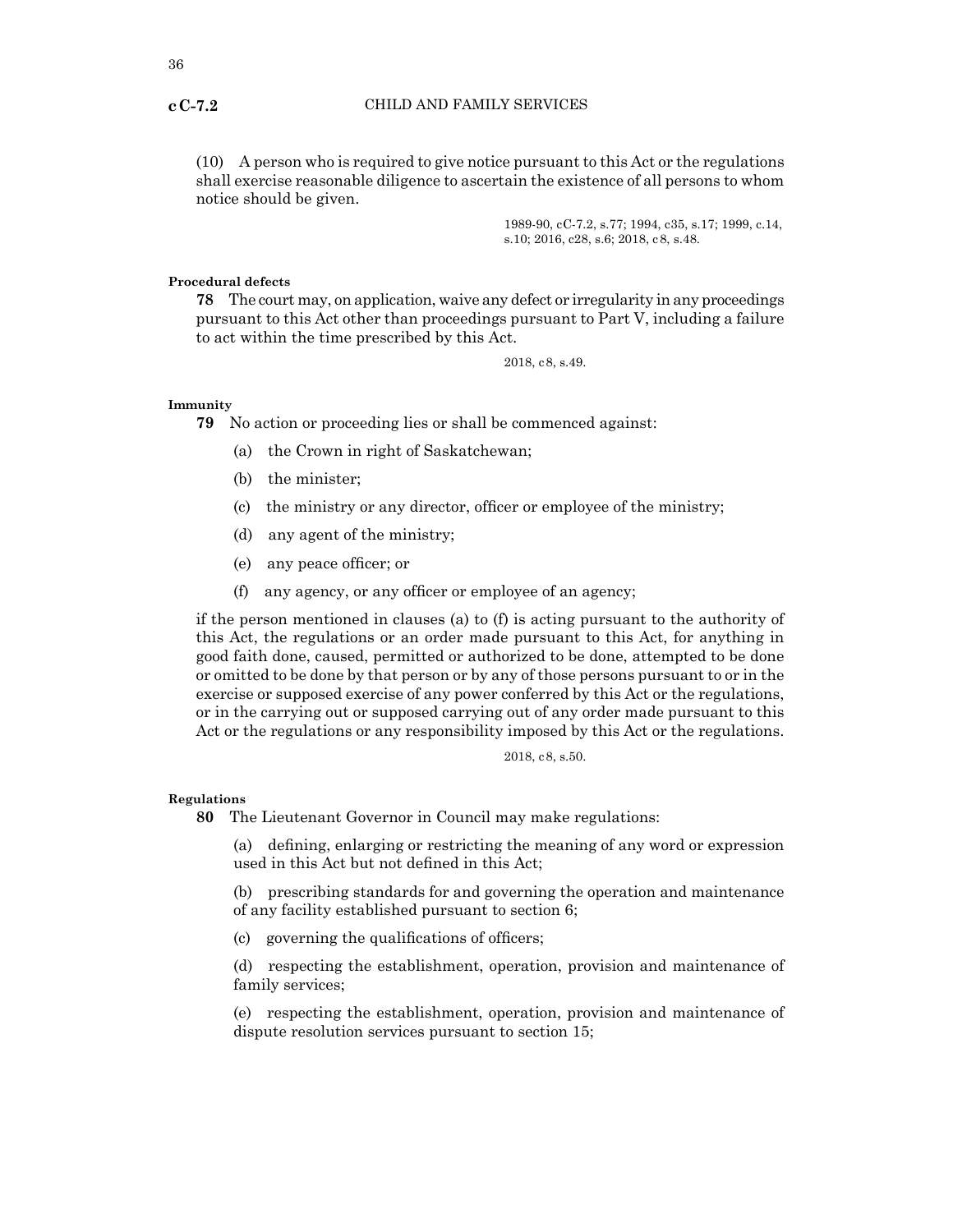(10) A person who is required to give notice pursuant to this Act or the regulations shall exercise reasonable diligence to ascertain the existence of all persons to whom notice should be given.

1989-90, cC-7.2, s.77; 1994, c35, s.17; 1999, c.14, s.10; 2016, c28, s.6; 2018, c8, s.48.

**Procedural defects**

**78** The court may, on application, waive any defect or irregularity in any proceedings pursuant to this Act other than proceedings pursuant to Part V, including a failure to act within the time prescribed by this Act.

2018, c8, s.49.

**Immunity**

**79** No action or proceeding lies or shall be commenced against:

(a) the Crown in right of Saskatchewan;

(b) the minister;

(c) the ministry or any director, officer or employee of the ministry;

(d) any agent of the ministry;

(e) any peace officer; or

(f) any agency, or any officer or employee of an agency;

if the person mentioned in clauses (a) to (f) is acting pursuant to the authority of this Act, the regulations or an order made pursuant to this Act, for anything in good faith done, caused, permitted or authorized to be done, attempted to be done or omitted to be done by that person or by any of those persons pursuant to or in the exercise or supposed exercise of any power conferred by this Act or the regulations, or in the carrying out or supposed carrying out of any order made pursuant to this Act or the regulations or any responsibility imposed by this Act or the regulations.

2018, c8, s.50.

**Regulations**

**80** The Lieutenant Governor in Council may make regulations:

(a) defining, enlarging or restricting the meaning of any word or expression used in this Act but not defined in this Act;

(b) prescribing standards for and governing the operation and maintenance of any facility established pursuant to section 6;

(c) governing the qualifications of officers;

(d) respecting the establishment, operation, provision and maintenance of family services;

(e) respecting the establishment, operation, provision and maintenance of dispute resolution services pursuant to section 15;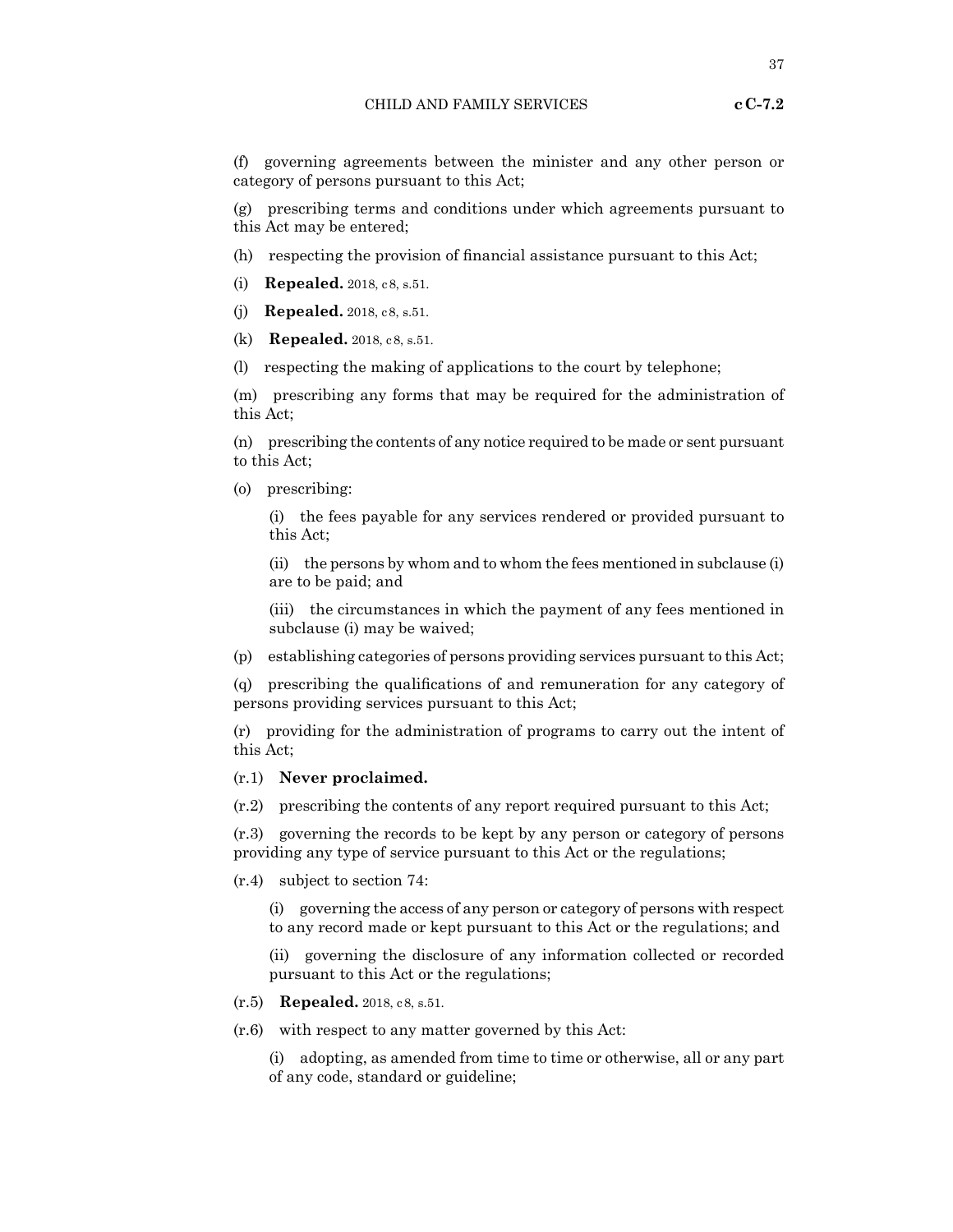(f) governing agreements between the minister and any other person or category of persons pursuant to this Act;

(g) prescribing terms and conditions under which agreements pursuant to this Act may be entered;

(h) respecting the provision of financial assistance pursuant to this Act;

(i) **Repealed.** 2018, c8, s.51.

(j) **Repealed.** 2018, c8, s.51.

(k) **Repealed.** 2018, c8, s.51.

(l) respecting the making of applications to the court by telephone;

(m) prescribing any forms that may be required for the administration of this Act;

(n) prescribing the contents of any notice required to be made or sent pursuant to this Act;

(o) prescribing:

(i) the fees payable for any services rendered or provided pursuant to this Act;

(ii) the persons by whom and to whom the fees mentioned in subclause (i) are to be paid; and

(iii) the circumstances in which the payment of any fees mentioned in subclause (i) may be waived;

(p) establishing categories of persons providing services pursuant to this Act;

(q) prescribing the qualifications of and remuneration for any category of persons providing services pursuant to this Act;

(r) providing for the administration of programs to carry out the intent of this Act;

(r.1) **Never proclaimed.**

(r.2) prescribing the contents of any report required pursuant to this Act;

(r.3) governing the records to be kept by any person or category of persons providing any type of service pursuant to this Act or the regulations;

(r.4) subject to section 74:

(i) governing the access of any person or category of persons with respect to any record made or kept pursuant to this Act or the regulations; and

(ii) governing the disclosure of any information collected or recorded pursuant to this Act or the regulations;

(r.5) **Repealed.** 2018, c8, s.51.

(r.6) with respect to any matter governed by this Act:

(i) adopting, as amended from time to time or otherwise, all or any part of any code, standard or guideline;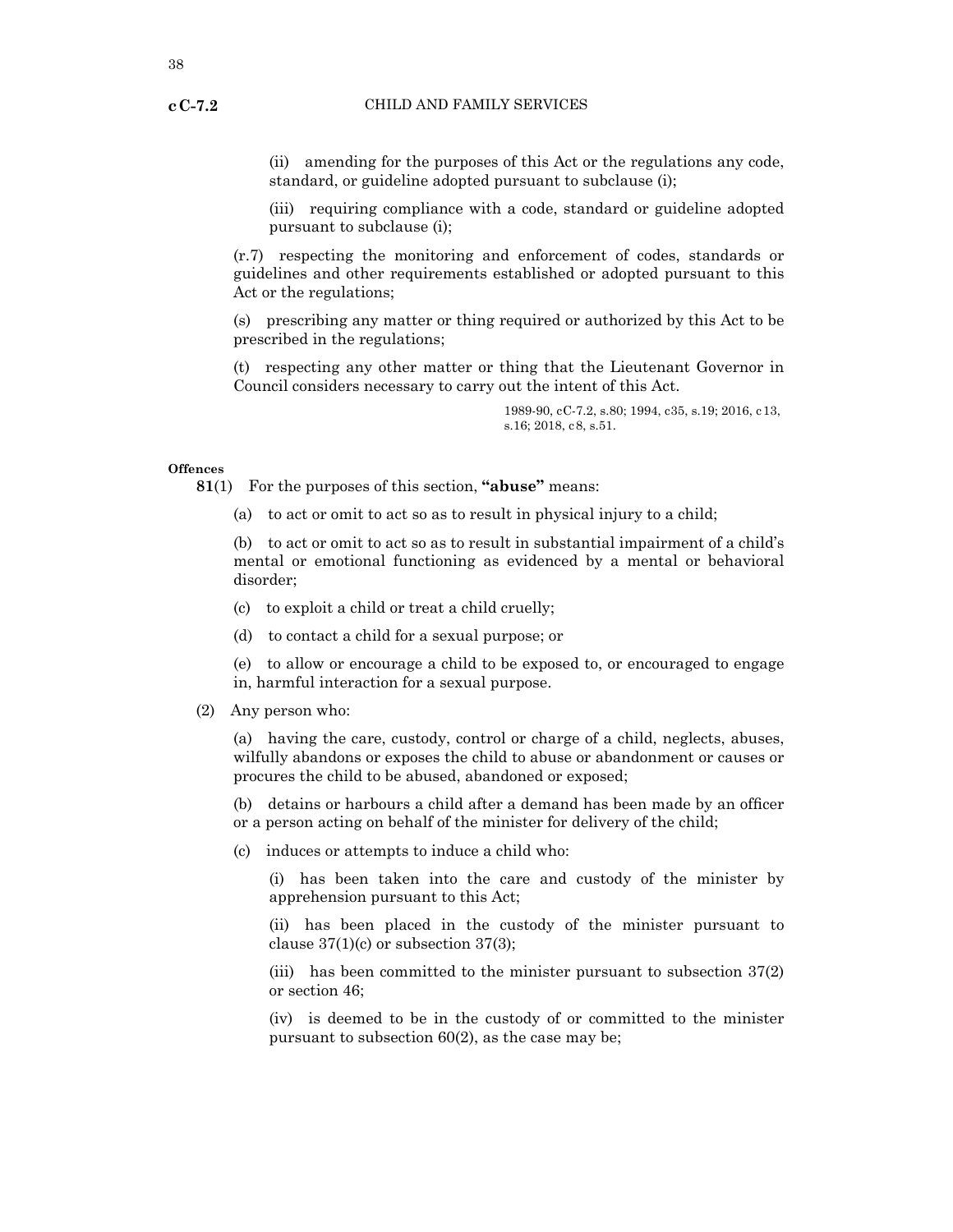(ii) amending for the purposes of this Act or the regulations any code, standard, or guideline adopted pursuant to subclause (i);

(iii) requiring compliance with a code, standard or guideline adopted pursuant to subclause (i);

(r.7) respecting the monitoring and enforcement of codes, standards or guidelines and other requirements established or adopted pursuant to this Act or the regulations;

(s) prescribing any matter or thing required or authorized by this Act to be prescribed in the regulations;

(t) respecting any other matter or thing that the Lieutenant Governor in Council considers necessary to carry out the intent of this Act.

1989-90, cC-7.2, s.80; 1994, c35, s.19; 2016, c13, s.16; 2018, c8, s.51.

**Offences**

**81**(1) For the purposes of this section, **"abuse"** means:

(a) to act or omit to act so as to result in physical injury to a child;

(b) to act or omit to act so as to result in substantial impairment of a child's mental or emotional functioning as evidenced by a mental or behavioral disorder;

(c) to exploit a child or treat a child cruelly;

(d) to contact a child for a sexual purpose; or

(e) to allow or encourage a child to be exposed to, or encouraged to engage in, harmful interaction for a sexual purpose.

(2) Any person who:

(a) having the care, custody, control or charge of a child, neglects, abuses, wilfully abandons or exposes the child to abuse or abandonment or causes or procures the child to be abused, abandoned or exposed;

(b) detains or harbours a child after a demand has been made by an officer or a person acting on behalf of the minister for delivery of the child;

(c) induces or attempts to induce a child who:

(i) has been taken into the care and custody of the minister by apprehension pursuant to this Act;

(ii) has been placed in the custody of the minister pursuant to clause 37(1)(c) or subsection 37(3);

(iii) has been committed to the minister pursuant to subsection 37(2) or section 46;

(iv) is deemed to be in the custody of or committed to the minister pursuant to subsection 60(2), as the case may be;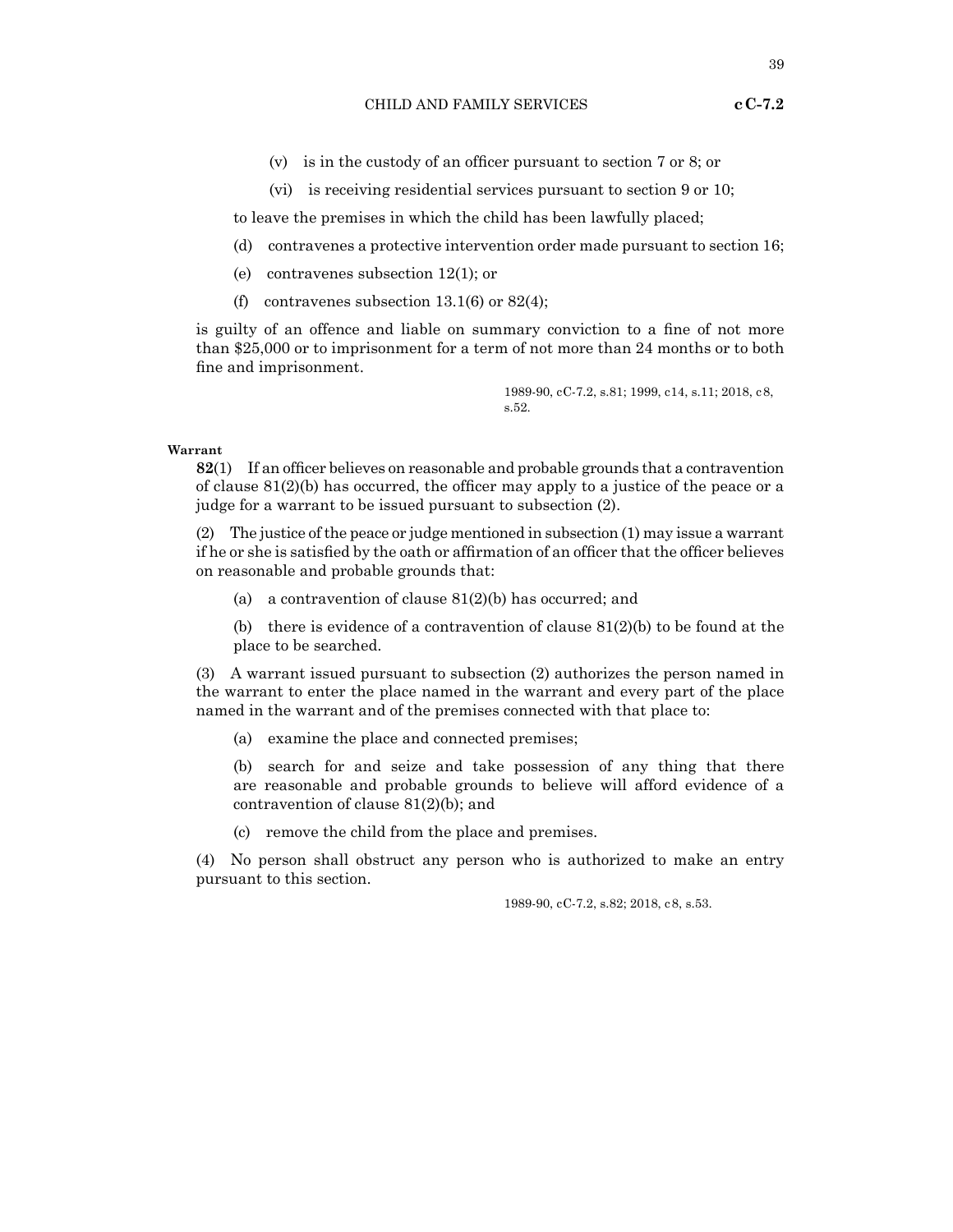(v) is in the custody of an officer pursuant to section 7 or 8; or

(vi) is receiving residential services pursuant to section 9 or 10;

to leave the premises in which the child has been lawfully placed;

(d) contravenes a protective intervention order made pursuant to section 16;

(e) contravenes subsection 12(1); or

(f) contravenes subsection 13.1(6) or 82(4);

is guilty of an offence and liable on summary conviction to a fine of not more than $25,000 or to imprisonment for a term of not more than 24 months or to both fine and imprisonment.

1989-90, cC-7.2, s.81; 1999, c14, s.11; 2018, c8, s.52.

**Warrant**

**82**(1) If an officer believes on reasonable and probable grounds that a contravention of clause 81(2)(b) has occurred, the officer may apply to a justice of the peace or a judge for a warrant to be issued pursuant to subsection (2).

(2) The justice of the peace or judge mentioned in subsection (1) may issue a warrant if he or she is satisfied by the oath or affirmation of an officer that the officer believes on reasonable and probable grounds that:

(a) a contravention of clause 81(2)(b) has occurred; and

(b) there is evidence of a contravention of clause 81(2)(b) to be found at the place to be searched.

(3) A warrant issued pursuant to subsection (2) authorizes the person named in the warrant to enter the place named in the warrant and every part of the place named in the warrant and of the premises connected with that place to:

(a) examine the place and connected premises;

(b) search for and seize and take possession of any thing that there are reasonable and probable grounds to believe will afford evidence of a contravention of clause 81(2)(b); and

(c) remove the child from the place and premises.

(4) No person shall obstruct any person who is authorized to make an entry pursuant to this section.

1989-90, cC-7.2, s.82; 2018, c8, s.53.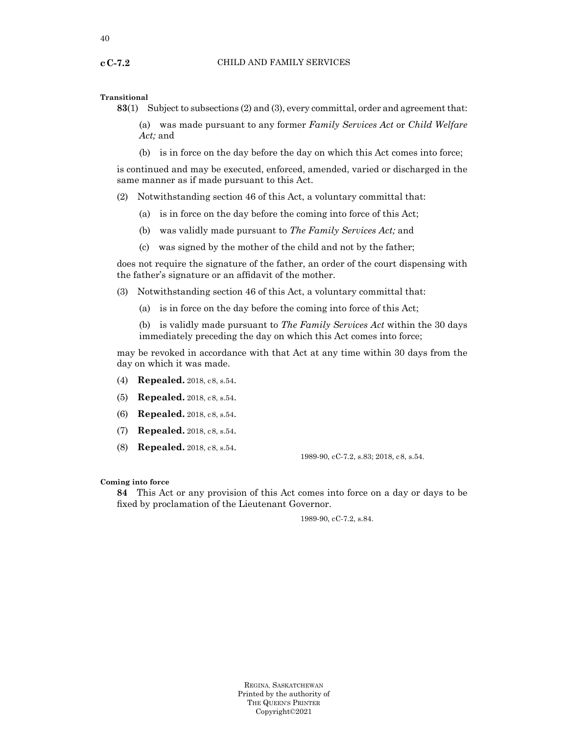**Transitional**

**83**(1) Subject to subsections (2) and (3), every committal, order and agreement that:

(a) was made pursuant to any former *Family Services Act* or *Child Welfare Act;* and

(b) is in force on the day before the day on which this Act comes into force;

is continued and may be executed, enforced, amended, varied or discharged in the same manner as if made pursuant to this Act.

(2) Notwithstanding section 46 of this Act, a voluntary committal that:

(a) is in force on the day before the coming into force of this Act;

(b) was validly made pursuant to *The Family Services Act;* and

(c) was signed by the mother of the child and not by the father;

does not require the signature of the father, an order of the court dispensing with the father's signature or an affidavit of the mother.

(3) Notwithstanding section 46 of this Act, a voluntary committal that:

(a) is in force on the day before the coming into force of this Act;

(b) is validly made pursuant to *The Family Services Act* within the 30 days immediately preceding the day on which this Act comes into force;

may be revoked in accordance with that Act at any time within 30 days from the day on which it was made.

(4) **Repealed.** 2018, c8, s.54.

(5) **Repealed.** 2018, c8, s.54.

(6) **Repealed.** 2018, c8, s.54.

(7) **Repealed.** 2018, c8, s.54.

(8) **Repealed.** 2018, c8, s.54.

1989-90, cC-7.2, s.83; 2018, c8, s.54.

**Coming into force**

**84** This Act or any provision of this Act comes into force on a day or days to be fixed by proclamation of the Lieutenant Governor.

1989-90, cC-7.2, s.84.

REGINA, SASKATCHEWAN
Printed by the authority of
THE QUEEN'S PRINTER
Copyright©2021